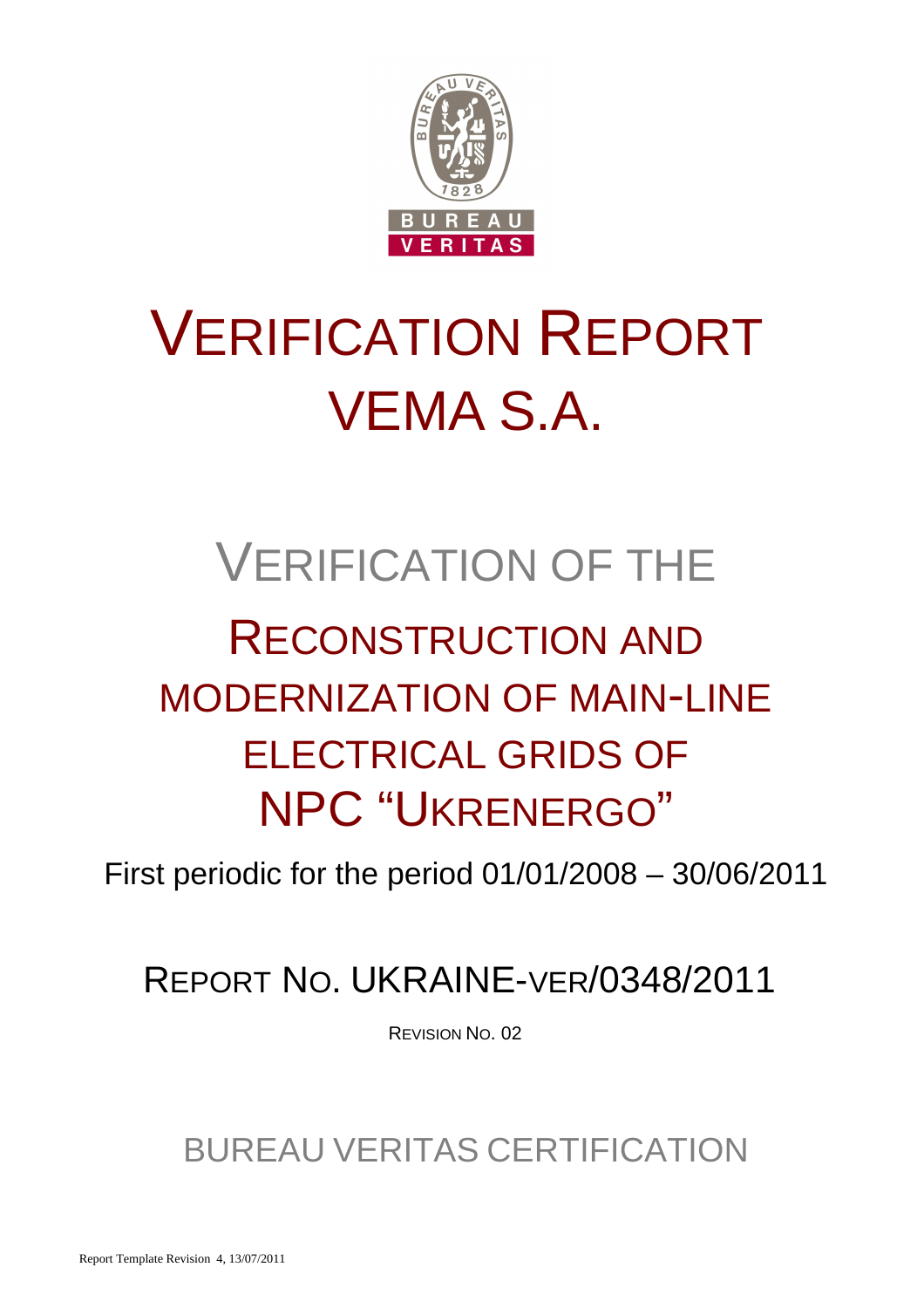# VERIFICATION REPORT
# VEMA S.A.

## VERIFICATION OF THE

## RECONSTRUCTION AND MODERNIZATION OF MAIN-LINE ELECTRICAL GRIDS OF NPC "UKRENERGO"

First periodic for the period 01/01/2008 – 30/06/2011

## REPORT NO. UKRAINE-VER/0348/2011

REVISION NO. 02

BUREAU VERITAS CERTIFICATION

Report Template Revision 4, 13/07/2011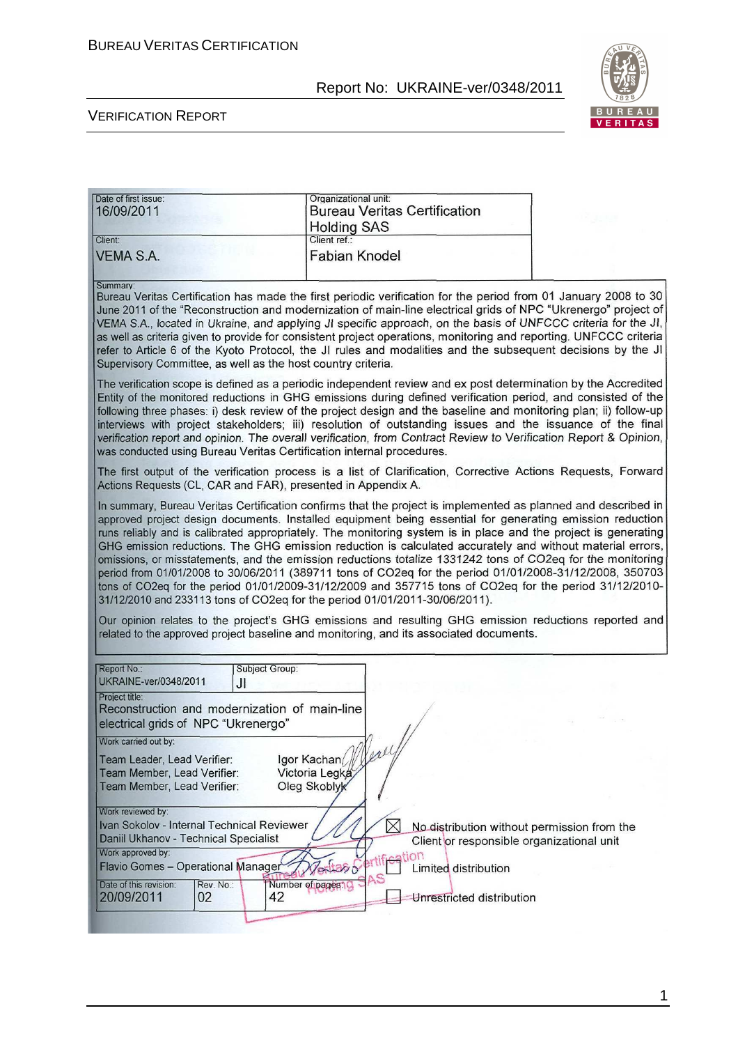| Date of first issue: 16/09/2011 | Organizational unit: Bureau Veritas Certification Holding SAS |
|---|---|
| Client: VEMA S.A. | Client ref.: Fabian Knodel |

Summary:

Bureau Veritas Certification has made the first periodic verification for the period from 01 January 2008 to 30 June 2011 of the "Reconstruction and modernization of main-line electrical grids of NPC "Ukrenergo" project of VEMA S.A., located in Ukraine, and applying JI specific approach, on the basis of UNFCCC criteria for the JI, as well as criteria given to provide for consistent project operations, monitoring and reporting. UNFCCC criteria refer to Article 6 of the Kyoto Protocol, the JI rules and modalities and the subsequent decisions by the JI Supervisory Committee, as well as the host country criteria.

The verification scope is defined as a periodic independent review and ex post determination by the Accredited Entity of the monitored reductions in GHG emissions during defined verification period, and consisted of the following three phases: i) desk review of the project design and the baseline and monitoring plan; ii) follow-up interviews with project stakeholders; iii) resolution of outstanding issues and the issuance of the final verification report and opinion. The overall verification, from Contract Review to Verification Report & Opinion, was conducted using Bureau Veritas Certification internal procedures.

The first output of the verification process is a list of Clarification, Corrective Actions Requests, Forward Actions Requests (CL, CAR and FAR), presented in Appendix A.

In summary, Bureau Veritas Certification confirms that the project is implemented as planned and described in approved project design documents. Installed equipment being essential for generating emission reduction runs reliably and is calibrated appropriately. The monitoring system is in place and the project is generating GHG emission reductions. The GHG emission reduction is calculated accurately and without material errors, omissions, or misstatements, and the emission reductions totalize 1331242 tons of $CO_2eq$ for the monitoring period from 01/01/2008 to 30/06/2011 (389711 tons of $CO_2eq$ for the period 01/01/2008-31/12/2008, 350703 tons of $CO_2eq$ for the period 01/01/2009-31/12/2009 and 357715 tons of $CO_2eq$ for the period 31/12/2010-31/12/2010 and 233113 tons of $CO_2eq$ for the period 01/01/2011-30/06/2011).

Our opinion relates to the project's GHG emissions and resulting GHG emission reductions reported and related to the approved project baseline and monitoring, and its associated documents.

| Report No.: UKRAINE-ver/0348/2011 | Subject Group: JI |
|---|---|
| Project title: Reconstruction and modernization of main-line electrical grids of NPC "Ukrenergo" | |

Work carried out by:
- Team Leader, Lead Verifier: Igor Kachan
- Team Member, Lead Verifier: Victoria Legka
- Team Member, Lead Verifier: Oleg Skoblyk

Work reviewed by:
- Ivan Sokolov - Internal Technical Reviewer
- Daniil Ukhanov - Technical Specialist

Work approved by:
- Flavio Gomes – Operational Manager

| Date of this revision: 20/09/2011 | Rev. No.: 02 | Number of pages: 42 |
|---|---|---|

- [x] No distribution without permission from the Client or responsible organizational unit
- [ ] Limited distribution
- [ ] Unrestricted distribution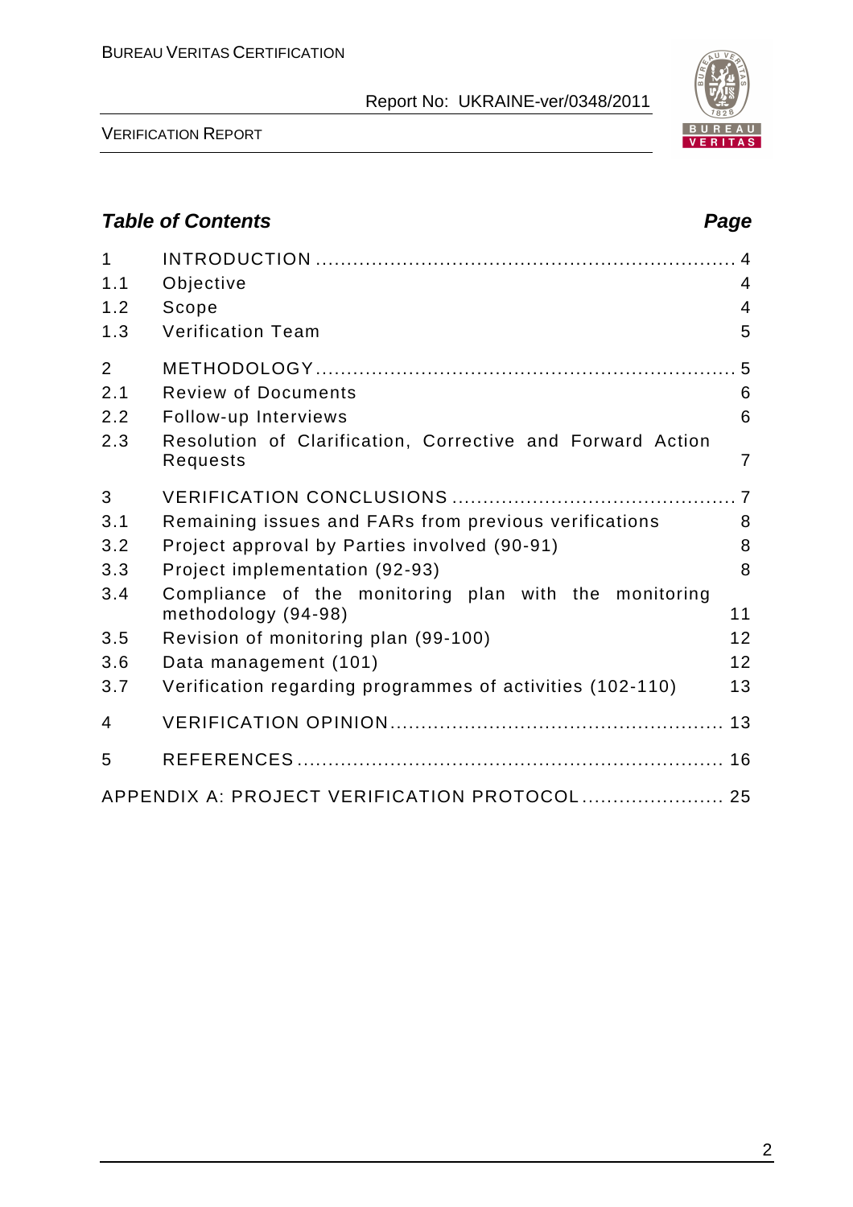## *Table of Contents* — *Page*

| | | |
|---|---|---|
| 1 | INTRODUCTION | 4 |
| 1.1 | Objective | 4 |
| 1.2 | Scope | 4 |
| 1.3 | Verification Team | 5 |
| 2 | METHODOLOGY | 5 |
| 2.1 | Review of Documents | 6 |
| 2.2 | Follow-up Interviews | 6 |
| 2.3 | Resolution of Clarification, Corrective and Forward Action Requests | 7 |
| 3 | VERIFICATION CONCLUSIONS | 7 |
| 3.1 | Remaining issues and FARs from previous verifications | 8 |
| 3.2 | Project approval by Parties involved (90-91) | 8 |
| 3.3 | Project implementation (92-93) | 8 |
| 3.4 | Compliance of the monitoring plan with the monitoring methodology (94-98) | 11 |
| 3.5 | Revision of monitoring plan (99-100) | 12 |
| 3.6 | Data management (101) | 12 |
| 3.7 | Verification regarding programmes of activities (102-110) | 13 |
| 4 | VERIFICATION OPINION | 13 |
| 5 | REFERENCES | 16 |
| | APPENDIX A: PROJECT VERIFICATION PROTOCOL | 25 |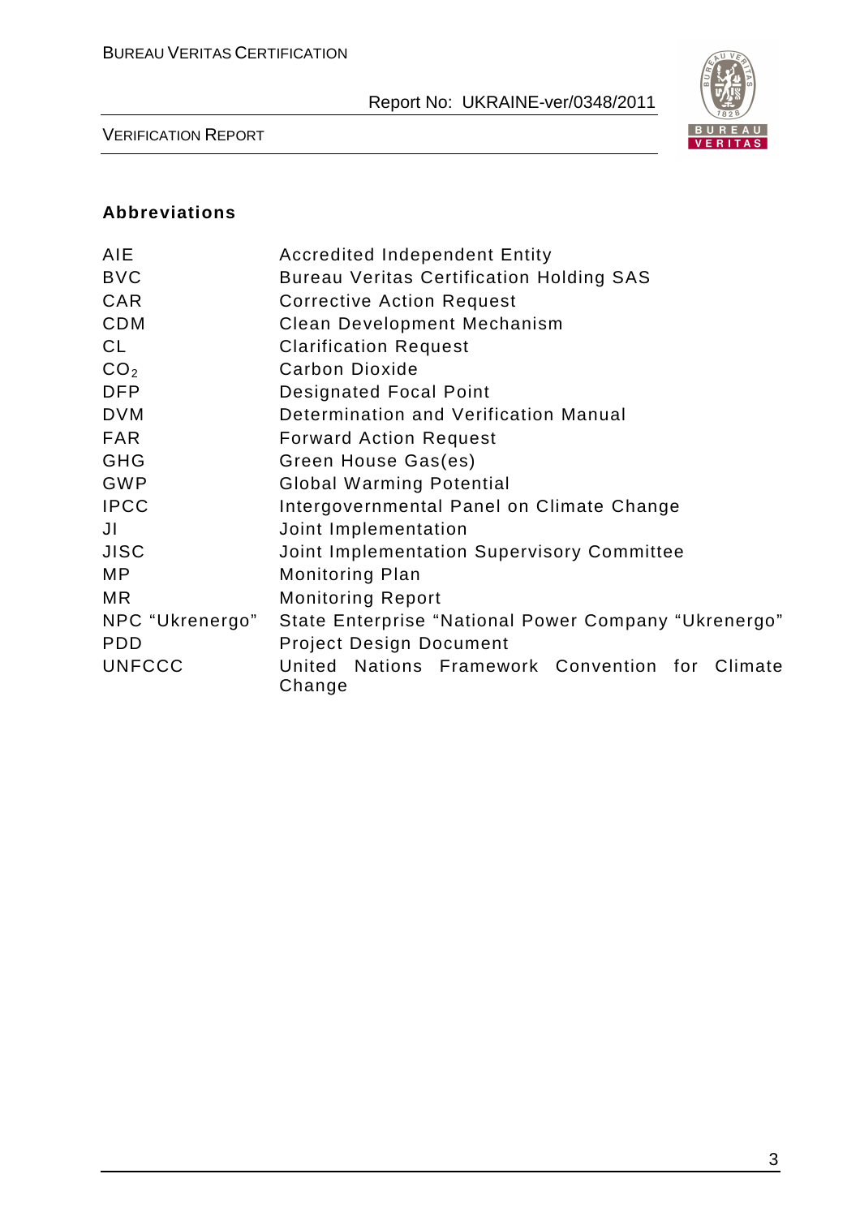## Abbreviations

| | |
|---|---|
| AIE | Accredited Independent Entity |
| BVC | Bureau Veritas Certification Holding SAS |
| CAR | Corrective Action Request |
| CDM | Clean Development Mechanism |
| CL | Clarification Request |
| $CO_2$ | Carbon Dioxide |
| DFP | Designated Focal Point |
| DVM | Determination and Verification Manual |
| FAR | Forward Action Request |
| GHG | Green House Gas(es) |
| GWP | Global Warming Potential |
| IPCC | Intergovernmental Panel on Climate Change |
| JI | Joint Implementation |
| JISC | Joint Implementation Supervisory Committee |
| MP | Monitoring Plan |
| MR | Monitoring Report |
| NPC "Ukrenergo" | State Enterprise "National Power Company "Ukrenergo" |
| PDD | Project Design Document |
| UNFCCC | United Nations Framework Convention for Climate Change |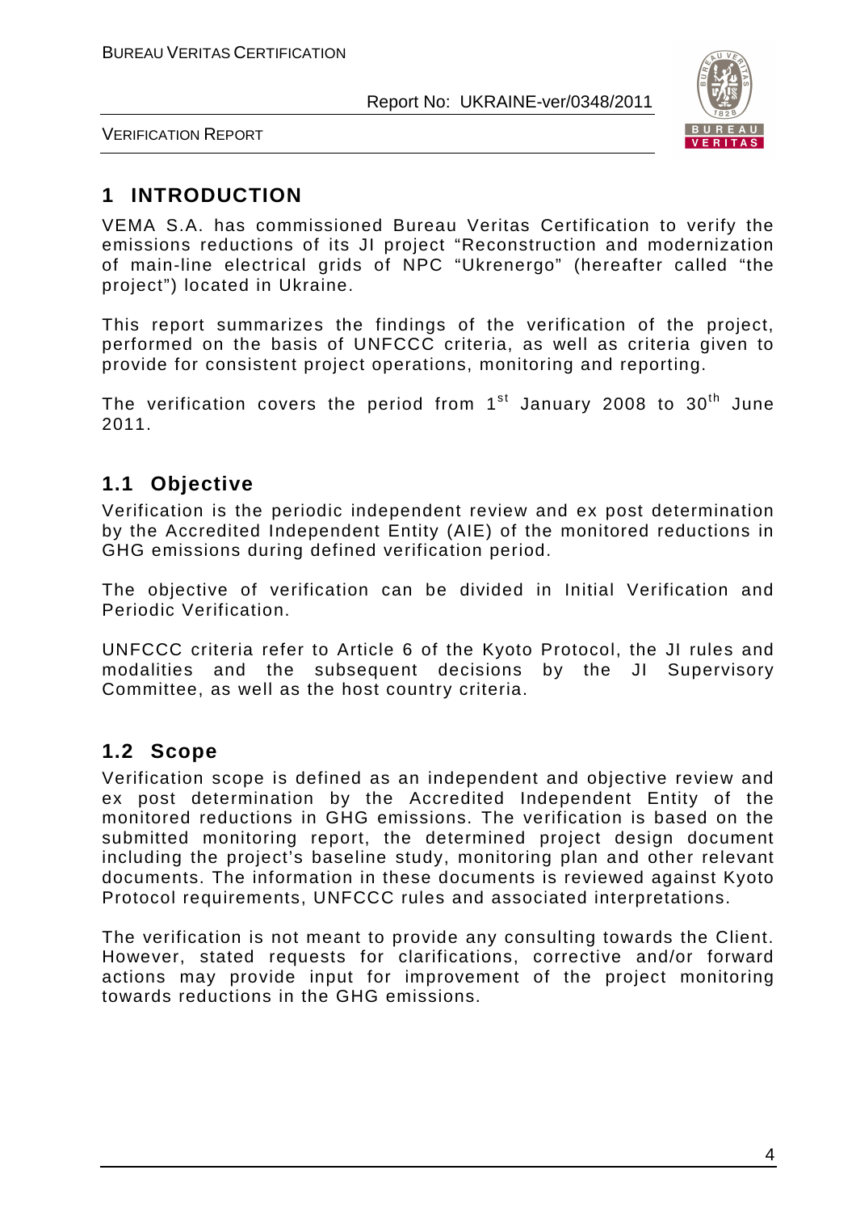# 1 INTRODUCTION

VEMA S.A. has commissioned Bureau Veritas Certification to verify the emissions reductions of its JI project "Reconstruction and modernization of main-line electrical grids of NPC "Ukrenergo" (hereafter called "the project") located in Ukraine.

This report summarizes the findings of the verification of the project, performed on the basis of UNFCCC criteria, as well as criteria given to provide for consistent project operations, monitoring and reporting.

The verification covers the period from 1st January 2008 to 30th June 2011.

## 1.1 Objective

Verification is the periodic independent review and ex post determination by the Accredited Independent Entity (AIE) of the monitored reductions in GHG emissions during defined verification period.

The objective of verification can be divided in Initial Verification and Periodic Verification.

UNFCCC criteria refer to Article 6 of the Kyoto Protocol, the JI rules and modalities and the subsequent decisions by the JI Supervisory Committee, as well as the host country criteria.

## 1.2 Scope

Verification scope is defined as an independent and objective review and ex post determination by the Accredited Independent Entity of the monitored reductions in GHG emissions. The verification is based on the submitted monitoring report, the determined project design document including the project's baseline study, monitoring plan and other relevant documents. The information in these documents is reviewed against Kyoto Protocol requirements, UNFCCC rules and associated interpretations.

The verification is not meant to provide any consulting towards the Client. However, stated requests for clarifications, corrective and/or forward actions may provide input for improvement of the project monitoring towards reductions in the GHG emissions.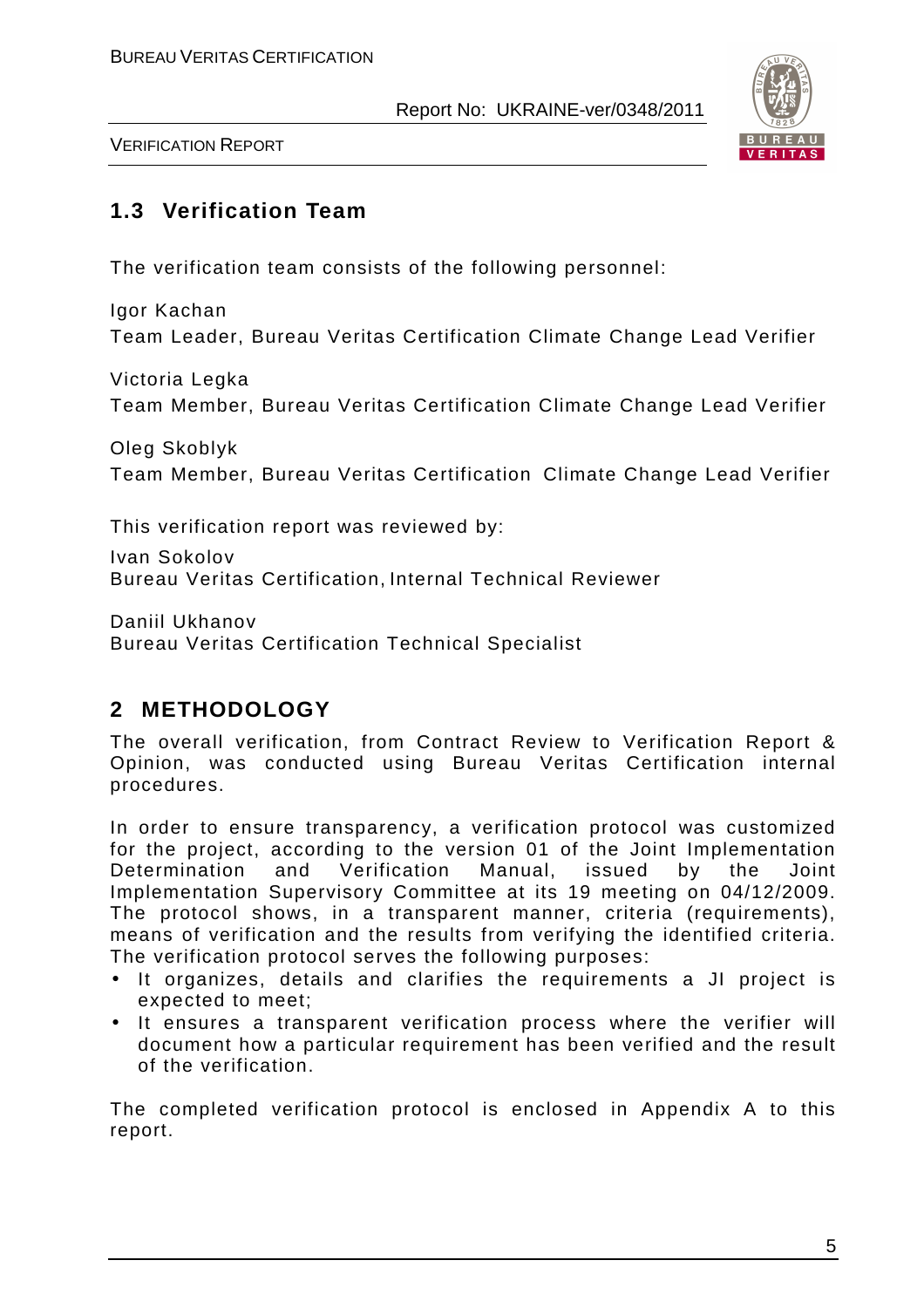## 1.3 Verification Team

The verification team consists of the following personnel:

Igor Kachan
Team Leader, Bureau Veritas Certification Climate Change Lead Verifier

Victoria Legka
Team Member, Bureau Veritas Certification Climate Change Lead Verifier

Oleg Skoblyk
Team Member, Bureau Veritas Certification Climate Change Lead Verifier

This verification report was reviewed by:

Ivan Sokolov
Bureau Veritas Certification, Internal Technical Reviewer

Daniil Ukhanov
Bureau Veritas Certification Technical Specialist

# 2 METHODOLOGY

The overall verification, from Contract Review to Verification Report & Opinion, was conducted using Bureau Veritas Certification internal procedures.

In order to ensure transparency, a verification protocol was customized for the project, according to the version 01 of the Joint Implementation Determination and Verification Manual, issued by the Joint Implementation Supervisory Committee at its 19 meeting on 04/12/2009. The protocol shows, in a transparent manner, criteria (requirements), means of verification and the results from verifying the identified criteria. The verification protocol serves the following purposes:

- It organizes, details and clarifies the requirements a JI project is expected to meet;
- It ensures a transparent verification process where the verifier will document how a particular requirement has been verified and the result of the verification.

The completed verification protocol is enclosed in Appendix A to this report.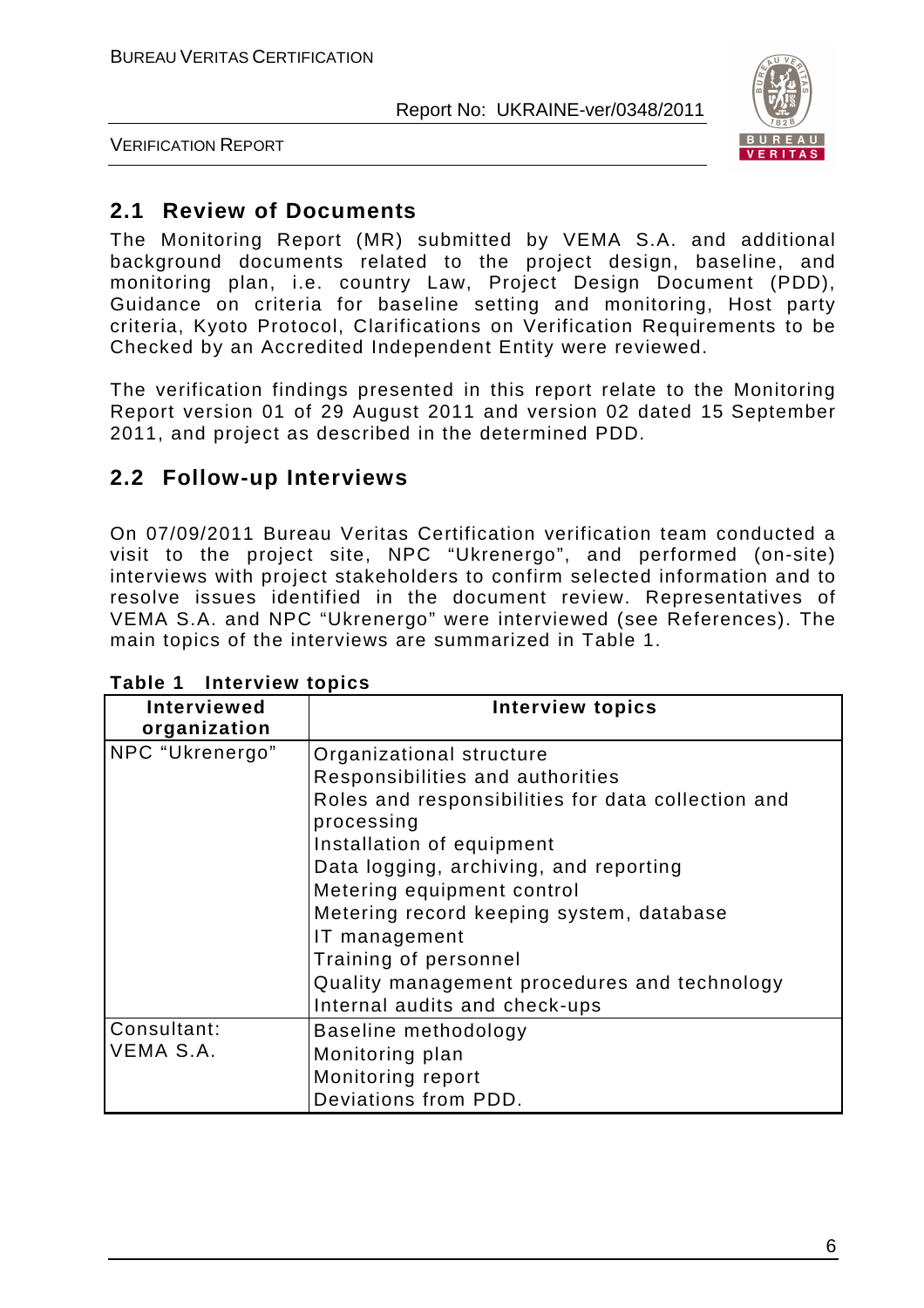## 2.1 Review of Documents

The Monitoring Report (MR) submitted by VEMA S.A. and additional background documents related to the project design, baseline, and monitoring plan, i.e. country Law, Project Design Document (PDD), Guidance on criteria for baseline setting and monitoring, Host party criteria, Kyoto Protocol, Clarifications on Verification Requirements to be Checked by an Accredited Independent Entity were reviewed.

The verification findings presented in this report relate to the Monitoring Report version 01 of 29 August 2011 and version 02 dated 15 September 2011, and project as described in the determined PDD.

## 2.2 Follow-up Interviews

On 07/09/2011 Bureau Veritas Certification verification team conducted a visit to the project site, NPC "Ukrenergo", and performed (on-site) interviews with project stakeholders to confirm selected information and to resolve issues identified in the document review. Representatives of VEMA S.A. and NPC "Ukrenergo" were interviewed (see References). The main topics of the interviews are summarized in Table 1.

**Table 1 Interview topics**

| Interviewed organization | Interview topics |
|---|---|
| NPC "Ukrenergo" | Organizational structure<br>Responsibilities and authorities<br>Roles and responsibilities for data collection and processing<br>Installation of equipment<br>Data logging, archiving, and reporting<br>Metering equipment control<br>Metering record keeping system, database<br>IT management<br>Training of personnel<br>Quality management procedures and technology<br>Internal audits and check-ups |
| Consultant: VEMA S.A. | Baseline methodology<br>Monitoring plan<br>Monitoring report<br>Deviations from PDD. |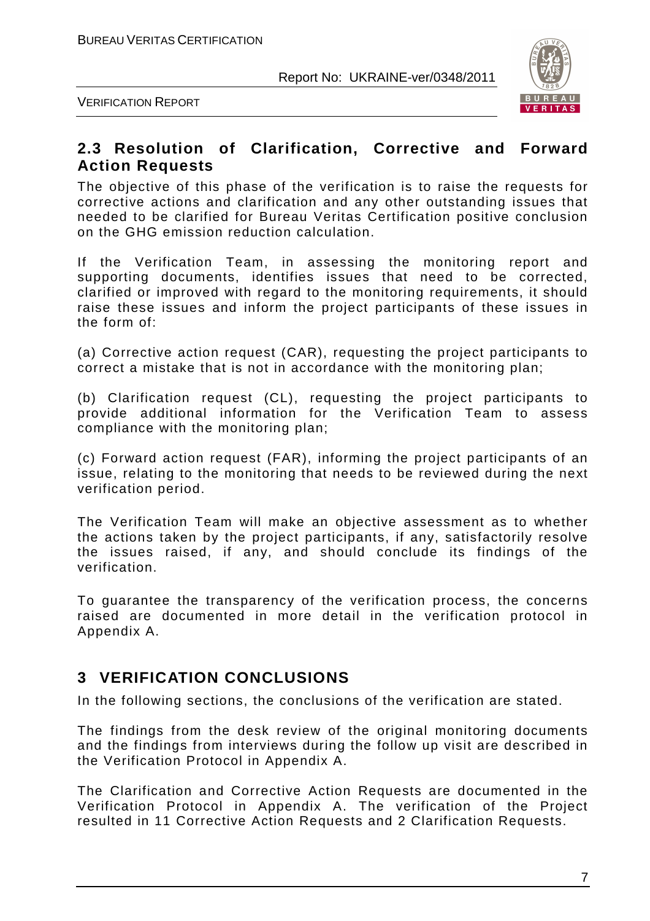## 2.3 Resolution of Clarification, Corrective and Forward Action Requests

The objective of this phase of the verification is to raise the requests for corrective actions and clarification and any other outstanding issues that needed to be clarified for Bureau Veritas Certification positive conclusion on the GHG emission reduction calculation.

If the Verification Team, in assessing the monitoring report and supporting documents, identifies issues that need to be corrected, clarified or improved with regard to the monitoring requirements, it should raise these issues and inform the project participants of these issues in the form of:

(a) Corrective action request (CAR), requesting the project participants to correct a mistake that is not in accordance with the monitoring plan;

(b) Clarification request (CL), requesting the project participants to provide additional information for the Verification Team to assess compliance with the monitoring plan;

(c) Forward action request (FAR), informing the project participants of an issue, relating to the monitoring that needs to be reviewed during the next verification period.

The Verification Team will make an objective assessment as to whether the actions taken by the project participants, if any, satisfactorily resolve the issues raised, if any, and should conclude its findings of the verification.

To guarantee the transparency of the verification process, the concerns raised are documented in more detail in the verification protocol in Appendix A.

# 3 VERIFICATION CONCLUSIONS

In the following sections, the conclusions of the verification are stated.

The findings from the desk review of the original monitoring documents and the findings from interviews during the follow up visit are described in the Verification Protocol in Appendix A.

The Clarification and Corrective Action Requests are documented in the Verification Protocol in Appendix A. The verification of the Project resulted in 11 Corrective Action Requests and 2 Clarification Requests.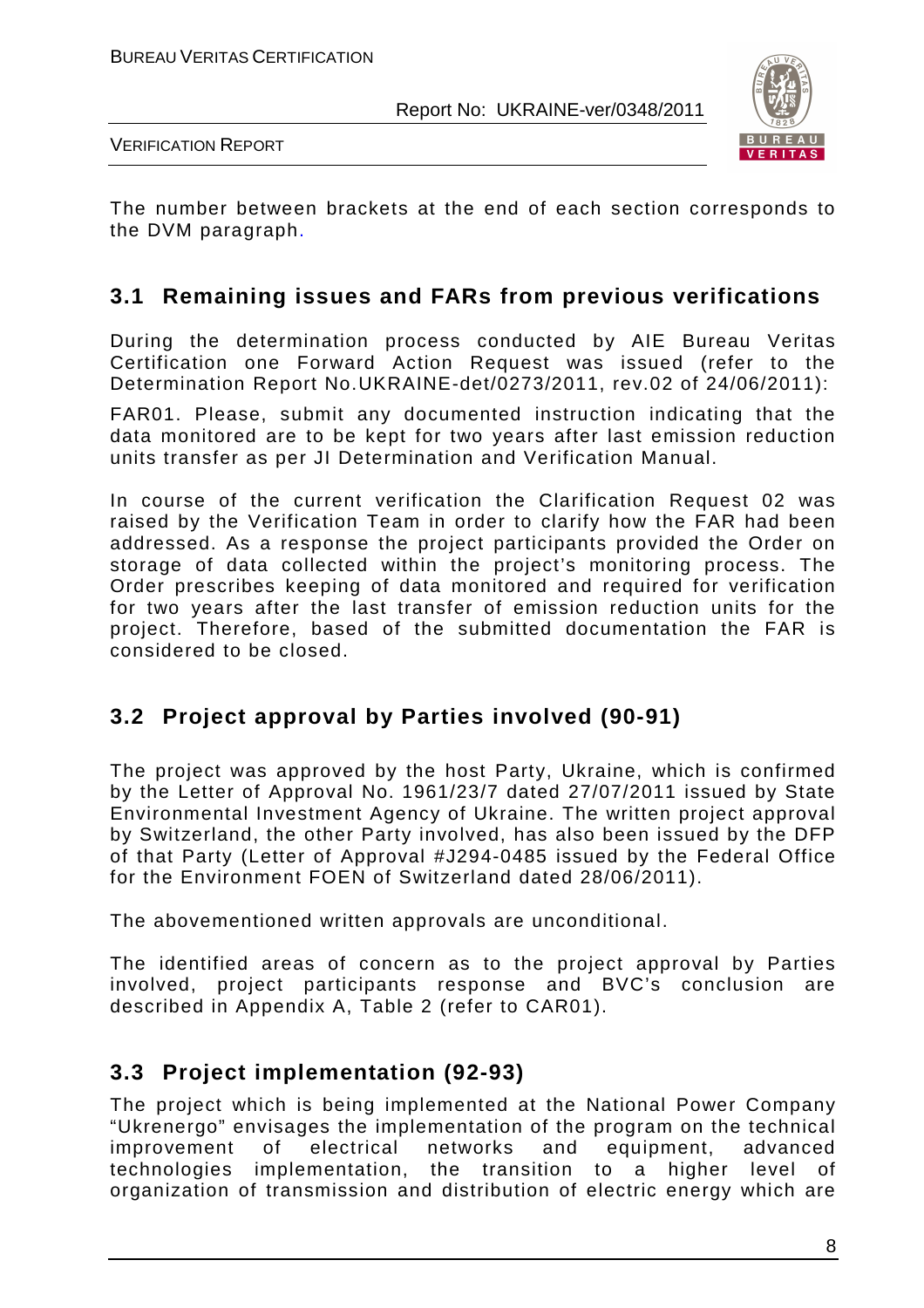The number between brackets at the end of each section corresponds to the DVM paragraph.

## 3.1 Remaining issues and FARs from previous verifications

During the determination process conducted by AIE Bureau Veritas Certification one Forward Action Request was issued (refer to the Determination Report No.UKRAINE-det/0273/2011, rev.02 of 24/06/2011):

FAR01. Please, submit any documented instruction indicating that the data monitored are to be kept for two years after last emission reduction units transfer as per JI Determination and Verification Manual.

In course of the current verification the Clarification Request 02 was raised by the Verification Team in order to clarify how the FAR had been addressed. As a response the project participants provided the Order on storage of data collected within the project's monitoring process. The Order prescribes keeping of data monitored and required for verification for two years after the last transfer of emission reduction units for the project. Therefore, based of the submitted documentation the FAR is considered to be closed.

## 3.2 Project approval by Parties involved (90-91)

The project was approved by the host Party, Ukraine, which is confirmed by the Letter of Approval No. 1961/23/7 dated 27/07/2011 issued by State Environmental Investment Agency of Ukraine. The written project approval by Switzerland, the other Party involved, has also been issued by the DFP of that Party (Letter of Approval #J294-0485 issued by the Federal Office for the Environment FOEN of Switzerland dated 28/06/2011).

The abovementioned written approvals are unconditional.

The identified areas of concern as to the project approval by Parties involved, project participants response and BVC's conclusion are described in Appendix A, Table 2 (refer to CAR01).

## 3.3 Project implementation (92-93)

The project which is being implemented at the National Power Company "Ukrenergo" envisages the implementation of the program on the technical improvement of electrical networks and equipment, advanced technologies implementation, the transition to a higher level of organization of transmission and distribution of electric energy which are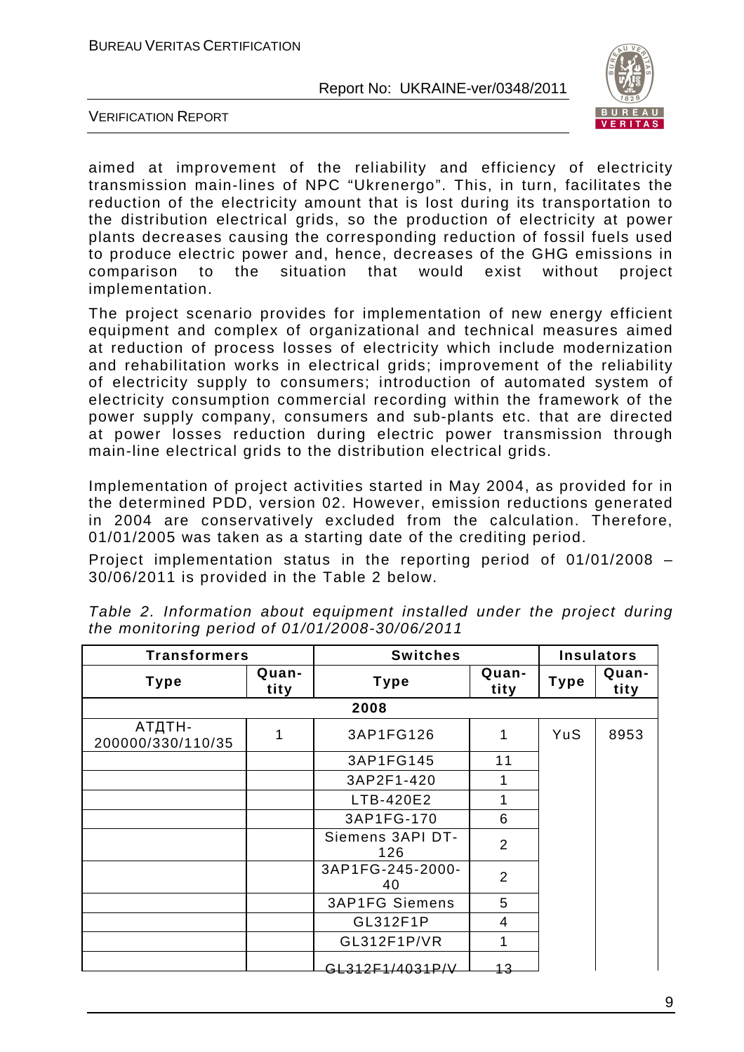aimed at improvement of the reliability and efficiency of electricity transmission main-lines of NPC "Ukrenergo". This, in turn, facilitates the reduction of the electricity amount that is lost during its transportation to the distribution electrical grids, so the production of electricity at power plants decreases causing the corresponding reduction of fossil fuels used to produce electric power and, hence, decreases of the GHG emissions in comparison to the situation that would exist without project implementation.

The project scenario provides for implementation of new energy efficient equipment and complex of organizational and technical measures aimed at reduction of process losses of electricity which include modernization and rehabilitation works in electrical grids; improvement of the reliability of electricity supply to consumers; introduction of automated system of electricity consumption commercial recording within the framework of the power supply company, consumers and sub-plants etc. that are directed at power losses reduction during electric power transmission through main-line electrical grids to the distribution electrical grids.

Implementation of project activities started in May 2004, as provided for in the determined PDD, version 02. However, emission reductions generated in 2004 are conservatively excluded from the calculation. Therefore, 01/01/2005 was taken as a starting date of the crediting period.

Project implementation status in the reporting period of 01/01/2008 – 30/06/2011 is provided in the Table 2 below.

*Table 2. Information about equipment installed under the project during the monitoring period of 01/01/2008-30/06/2011*

| Transformers | | Switches | | Insulators | |
|---|---|---|---|---|---|
| Type | Quan-tity | Type | Quan-tity | Type | Quan-tity |
| 2008 | | | | | |
| АТДТН-200000/330/110/35 | 1 | 3AP1FG126 | 1 | YuS | 8953 |
| | | 3AP1FG145 | 11 | | |
| | | 3AP2F1-420 | 1 | | |
| | | LTB-420E2 | 1 | | |
| | | 3AP1FG-170 | 6 | | |
| | | Siemens 3API DT-126 | 2 | | |
| | | 3AP1FG-245-2000-40 | 2 | | |
| | | 3AP1FG Siemens | 5 | | |
| | | GL312F1P | 4 | | |
| | | GL312F1P/VR | 1 | | |
| | | GL312F1/4031P/V | 13 | | |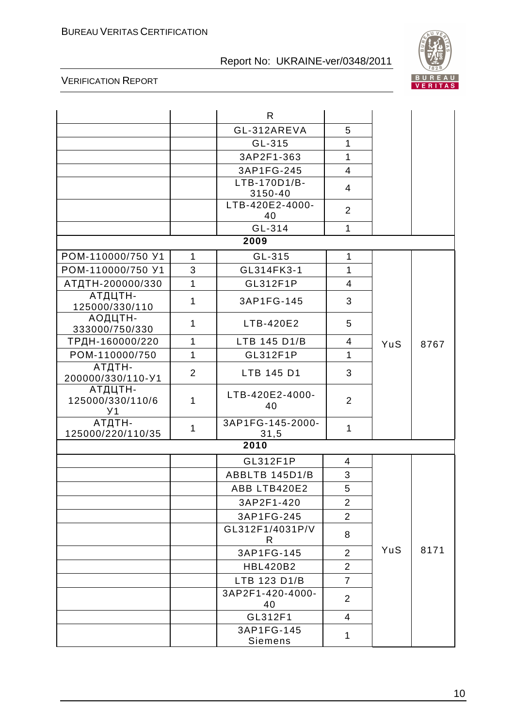| | | | | | |
|---|---|---|---|---|---|
| | | R | | | |
| | | GL-312AREVA | 5 | | |
| | | GL-315 | 1 | | |
| | | 3AP2F1-363 | 1 | | |
| | | 3AP1FG-245 | 4 | | |
| | | LTB-170D1/B-3150-40 | 4 | | |
| | | LTB-420E2-4000-40 | 2 | | |
| | | GL-314 | 1 | | |
| | | **2009** | | | |
| РОМ-110000/750 У1 | 1 | GL-315 | 1 | YuS | 8767 |
| РОМ-110000/750 У1 | 3 | GL314FK3-1 | 1 | | |
| АТДТН-200000/330 | 1 | GL312F1P | 4 | | |
| АТДЦТН-125000/330/110 | 1 | 3AP1FG-145 | 3 | | |
| АОДЦТН-333000/750/330 | 1 | LTB-420E2 | 5 | | |
| ТРДН-160000/220 | 1 | LTB 145 D1/B | 4 | | |
| РОМ-110000/750 | 1 | GL312F1P | 1 | | |
| АТДТН-200000/330/110-У1 | 2 | LTB 145 D1 | 3 | | |
| АТДЦТН-125000/330/110/6 У1 | 1 | LTB-420E2-4000-40 | 2 | | |
| АТДТН-125000/220/110/35 | 1 | 3AP1FG-145-2000-31,5 | 1 | | |
| | | **2010** | | | |
| | | GL312F1P | 4 | YuS | 8171 |
| | | ABBLTB 145D1/B | 3 | | |
| | | ABB LTB420E2 | 5 | | |
| | | 3AP2F1-420 | 2 | | |
| | | 3AP1FG-245 | 2 | | |
| | | GL312F1/4031P/VR | 8 | | |
| | | 3AP1FG-145 | 2 | | |
| | | HBL420B2 | 2 | | |
| | | LTB 123 D1/B | 7 | | |
| | | 3AP2F1-420-4000-40 | 2 | | |
| | | GL312F1 | 4 | | |
| | | 3AP1FG-145 Siemens | 1 | | |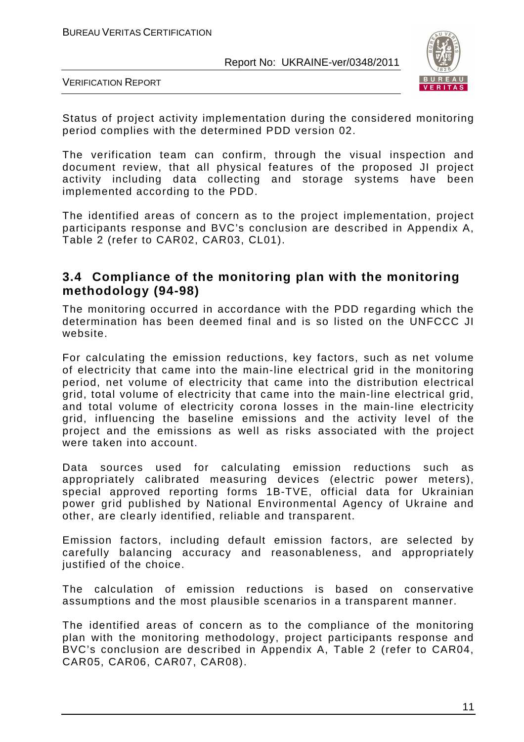Status of project activity implementation during the considered monitoring period complies with the determined PDD version 02.

The verification team can confirm, through the visual inspection and document review, that all physical features of the proposed JI project activity including data collecting and storage systems have been implemented according to the PDD.

The identified areas of concern as to the project implementation, project participants response and BVC's conclusion are described in Appendix A, Table 2 (refer to CAR02, CAR03, CL01).

### 3.4 Compliance of the monitoring plan with the monitoring methodology (94-98)

The monitoring occurred in accordance with the PDD regarding which the determination has been deemed final and is so listed on the UNFCCC JI website.

For calculating the emission reductions, key factors, such as net volume of electricity that came into the main-line electrical grid in the monitoring period, net volume of electricity that came into the distribution electrical grid, total volume of electricity that came into the main-line electrical grid, and total volume of electricity corona losses in the main-line electricity grid, influencing the baseline emissions and the activity level of the project and the emissions as well as risks associated with the project were taken into account.

Data sources used for calculating emission reductions such as appropriately calibrated measuring devices (electric power meters), special approved reporting forms 1B-TVE, official data for Ukrainian power grid published by National Environmental Agency of Ukraine and other, are clearly identified, reliable and transparent.

Emission factors, including default emission factors, are selected by carefully balancing accuracy and reasonableness, and appropriately justified of the choice.

The calculation of emission reductions is based on conservative assumptions and the most plausible scenarios in a transparent manner.

The identified areas of concern as to the compliance of the monitoring plan with the monitoring methodology, project participants response and BVC's conclusion are described in Appendix A, Table 2 (refer to CAR04, CAR05, CAR06, CAR07, CAR08).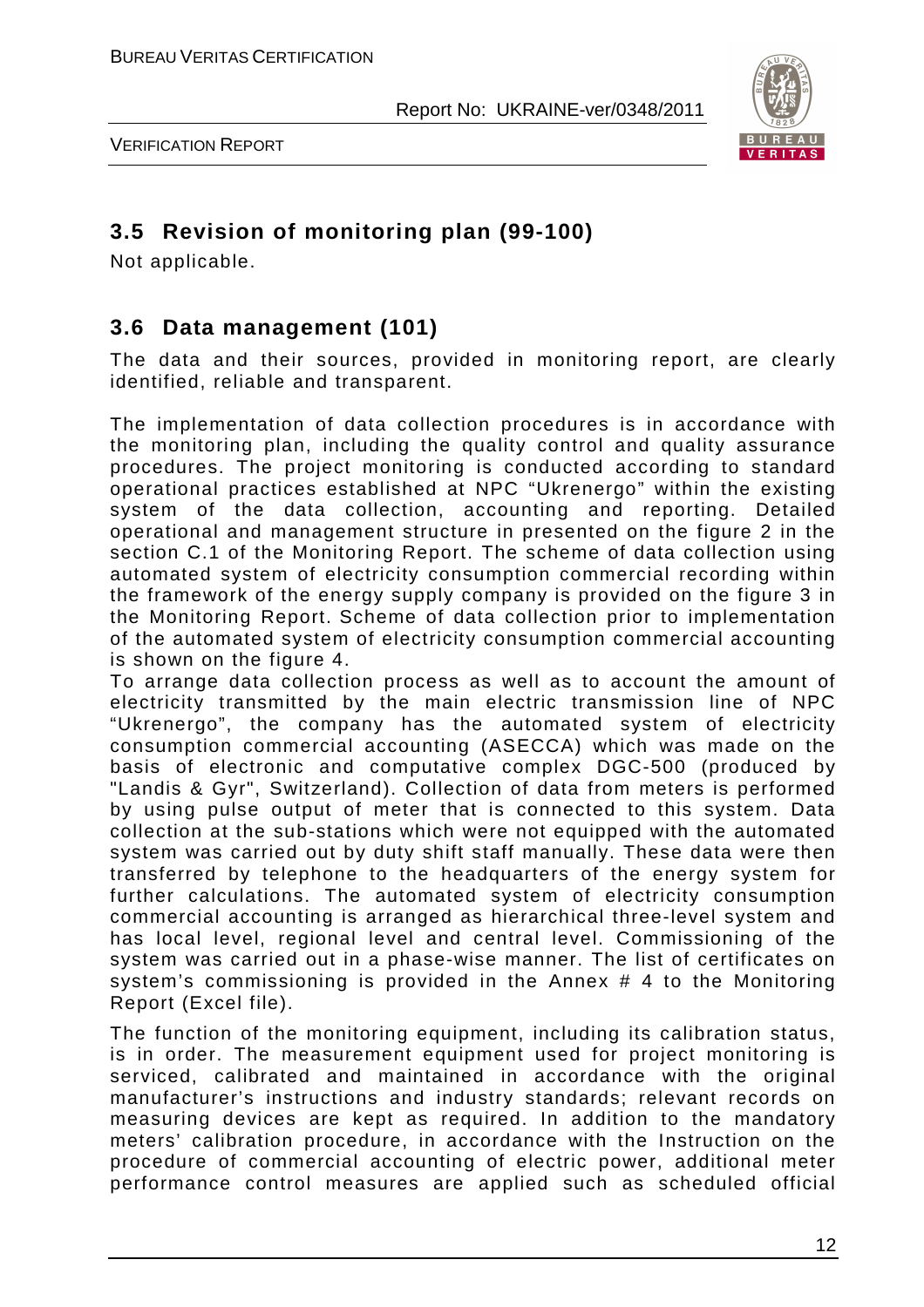## 3.5 Revision of monitoring plan (99-100)

Not applicable.

## 3.6 Data management (101)

The data and their sources, provided in monitoring report, are clearly identified, reliable and transparent.

The implementation of data collection procedures is in accordance with the monitoring plan, including the quality control and quality assurance procedures. The project monitoring is conducted according to standard operational practices established at NPC "Ukrenergo" within the existing system of the data collection, accounting and reporting. Detailed operational and management structure in presented on the figure 2 in the section C.1 of the Monitoring Report. The scheme of data collection using automated system of electricity consumption commercial recording within the framework of the energy supply company is provided on the figure 3 in the Monitoring Report. Scheme of data collection prior to implementation of the automated system of electricity consumption commercial accounting is shown on the figure 4.

To arrange data collection process as well as to account the amount of electricity transmitted by the main electric transmission line of NPC "Ukrenergo", the company has the automated system of electricity consumption commercial accounting (ASECCA) which was made on the basis of electronic and computative complex DGC-500 (produced by "Landis & Gyr", Switzerland). Collection of data from meters is performed by using pulse output of meter that is connected to this system. Data collection at the sub-stations which were not equipped with the automated system was carried out by duty shift staff manually. These data were then transferred by telephone to the headquarters of the energy system for further calculations. The automated system of electricity consumption commercial accounting is arranged as hierarchical three-level system and has local level, regional level and central level. Commissioning of the system was carried out in a phase-wise manner. The list of certificates on system's commissioning is provided in the Annex # 4 to the Monitoring Report (Excel file).

The function of the monitoring equipment, including its calibration status, is in order. The measurement equipment used for project monitoring is serviced, calibrated and maintained in accordance with the original manufacturer's instructions and industry standards; relevant records on measuring devices are kept as required. In addition to the mandatory meters' calibration procedure, in accordance with the Instruction on the procedure of commercial accounting of electric power, additional meter performance control measures are applied such as scheduled official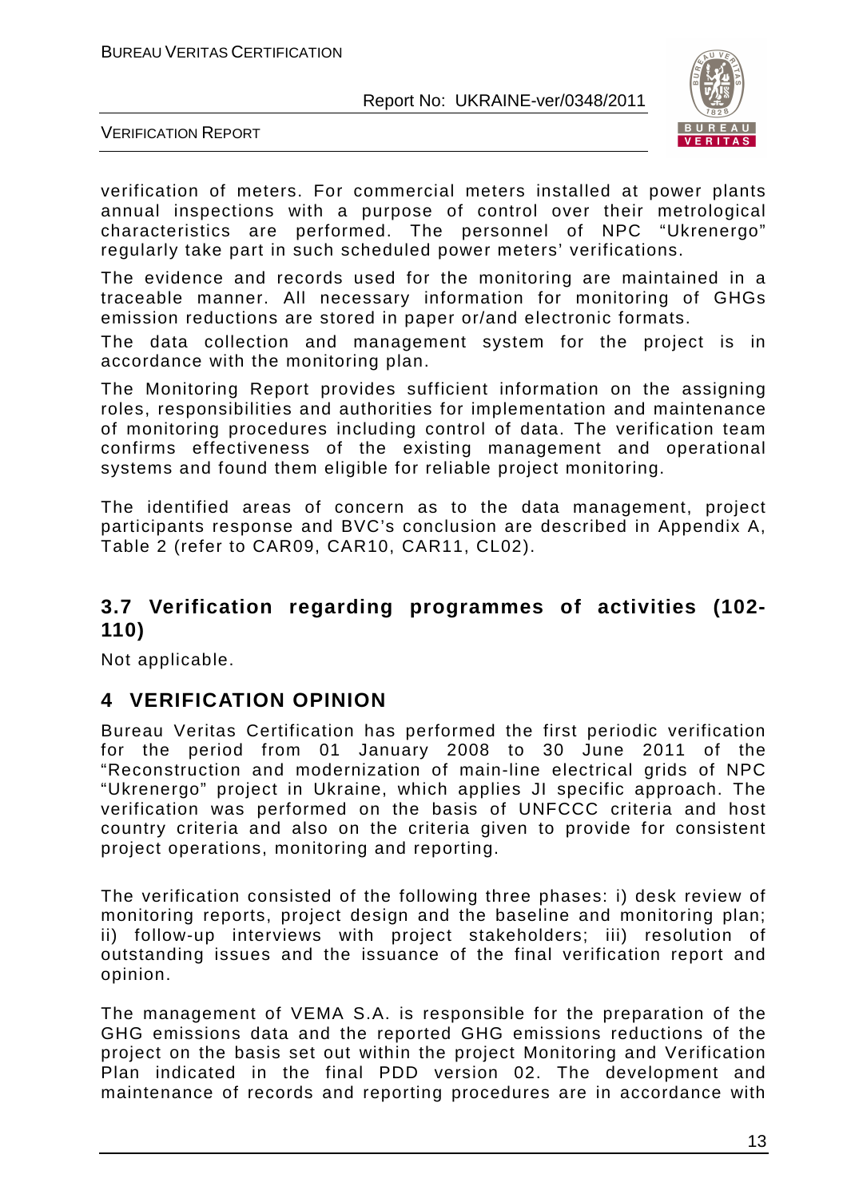verification of meters. For commercial meters installed at power plants annual inspections with a purpose of control over their metrological characteristics are performed. The personnel of NPC "Ukrenergo" regularly take part in such scheduled power meters' verifications.

The evidence and records used for the monitoring are maintained in a traceable manner. All necessary information for monitoring of GHGs emission reductions are stored in paper or/and electronic formats.

The data collection and management system for the project is in accordance with the monitoring plan.

The Monitoring Report provides sufficient information on the assigning roles, responsibilities and authorities for implementation and maintenance of monitoring procedures including control of data. The verification team confirms effectiveness of the existing management and operational systems and found them eligible for reliable project monitoring.

The identified areas of concern as to the data management, project participants response and BVC's conclusion are described in Appendix A, Table 2 (refer to CAR09, CAR10, CAR11, CL02).

## 3.7 Verification regarding programmes of activities (102-110)

Not applicable.

# 4 VERIFICATION OPINION

Bureau Veritas Certification has performed the first periodic verification for the period from 01 January 2008 to 30 June 2011 of the "Reconstruction and modernization of main-line electrical grids of NPC "Ukrenergo" project in Ukraine, which applies JI specific approach. The verification was performed on the basis of UNFCCC criteria and host country criteria and also on the criteria given to provide for consistent project operations, monitoring and reporting.

The verification consisted of the following three phases: i) desk review of monitoring reports, project design and the baseline and monitoring plan; ii) follow-up interviews with project stakeholders; iii) resolution of outstanding issues and the issuance of the final verification report and opinion.

The management of VEMA S.A. is responsible for the preparation of the GHG emissions data and the reported GHG emissions reductions of the project on the basis set out within the project Monitoring and Verification Plan indicated in the final PDD version 02. The development and maintenance of records and reporting procedures are in accordance with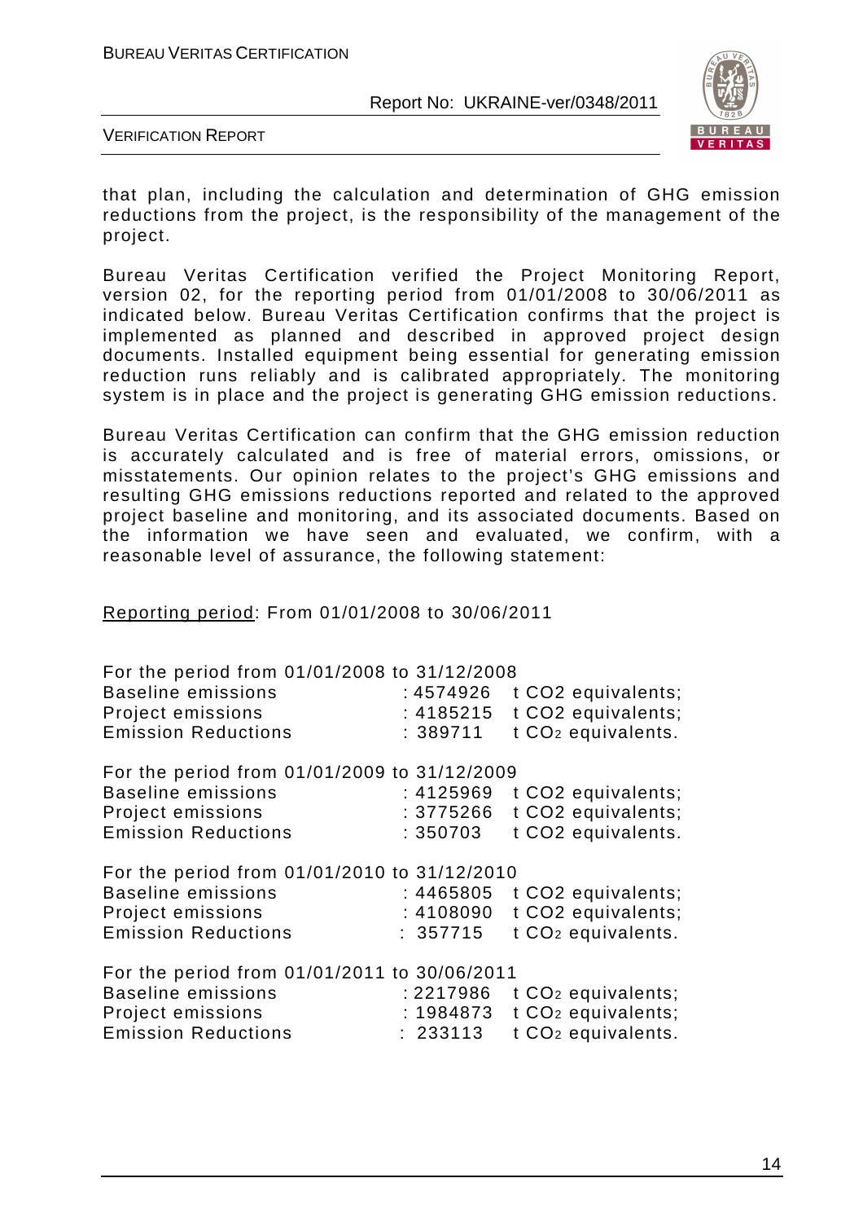that plan, including the calculation and determination of GHG emission reductions from the project, is the responsibility of the management of the project.

Bureau Veritas Certification verified the Project Monitoring Report, version 02, for the reporting period from 01/01/2008 to 30/06/2011 as indicated below. Bureau Veritas Certification confirms that the project is implemented as planned and described in approved project design documents. Installed equipment being essential for generating emission reduction runs reliably and is calibrated appropriately. The monitoring system is in place and the project is generating GHG emission reductions.

Bureau Veritas Certification can confirm that the GHG emission reduction is accurately calculated and is free of material errors, omissions, or misstatements. Our opinion relates to the project's GHG emissions and resulting GHG emissions reductions reported and related to the approved project baseline and monitoring, and its associated documents. Based on the information we have seen and evaluated, we confirm, with a reasonable level of assurance, the following statement:

Reporting period: From 01/01/2008 to 30/06/2011

For the period from 01/01/2008 to 31/12/2008

| | | |
|---|---|---|
| Baseline emissions | : 4574926 | t CO2 equivalents; |
| Project emissions | : 4185215 | t CO2 equivalents; |
| Emission Reductions | : 389711 | t $CO_2$ equivalents. |

For the period from 01/01/2009 to 31/12/2009

| | | |
|---|---|---|
| Baseline emissions | : 4125969 | t CO2 equivalents; |
| Project emissions | : 3775266 | t CO2 equivalents; |
| Emission Reductions | : 350703 | t CO2 equivalents. |

For the period from 01/01/2010 to 31/12/2010

| | | |
|---|---|---|
| Baseline emissions | : 4465805 | t CO2 equivalents; |
| Project emissions | : 4108090 | t CO2 equivalents; |
| Emission Reductions | : 357715 | t $CO_2$ equivalents. |

For the period from 01/01/2011 to 30/06/2011

| | | |
|---|---|---|
| Baseline emissions | : 2217986 | t $CO_2$ equivalents; |
| Project emissions | : 1984873 | t $CO_2$ equivalents; |
| Emission Reductions | : 233113 | t $CO_2$ equivalents. |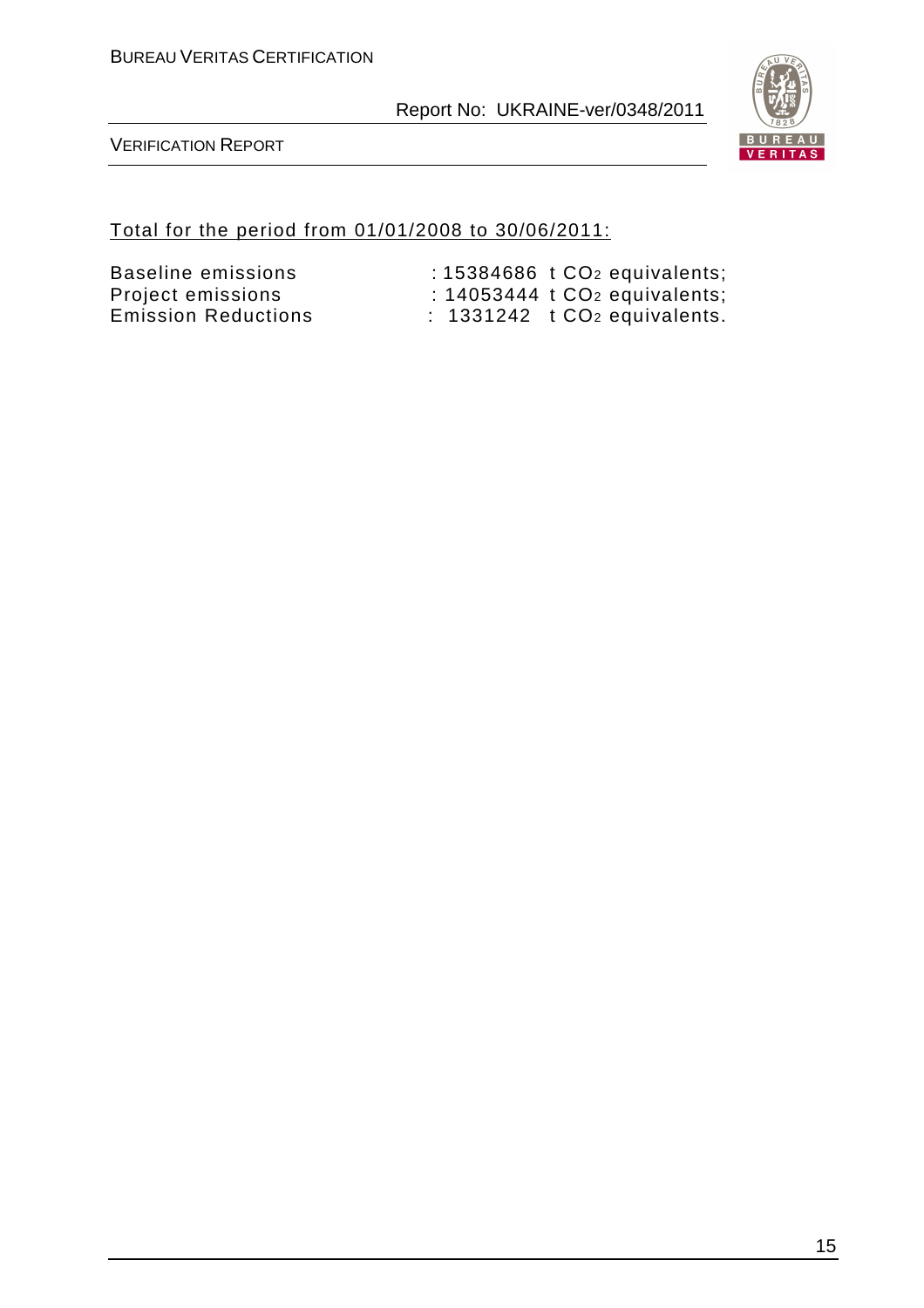Total for the period from 01/01/2008 to 30/06/2011:

Baseline emissions : 15384686 t $CO_2$ equivalents;
Project emissions : 14053444 t $CO_2$ equivalents;
Emission Reductions : 1331242 t $CO_2$ equivalents.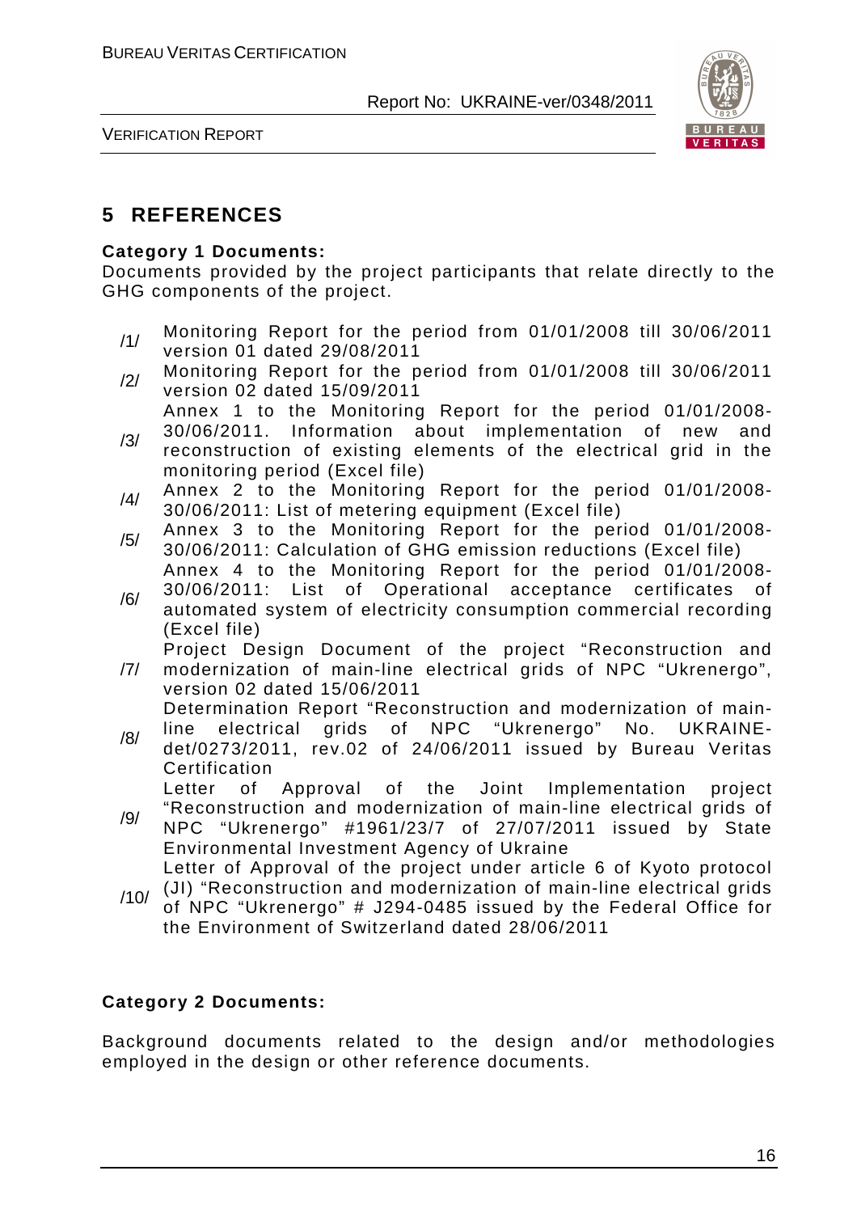## 5 REFERENCES

**Category 1 Documents:**

Documents provided by the project participants that relate directly to the GHG components of the project.

/1/ Monitoring Report for the period from 01/01/2008 till 30/06/2011 version 01 dated 29/08/2011

/2/ Monitoring Report for the period from 01/01/2008 till 30/06/2011 version 02 dated 15/09/2011

/3/ Annex 1 to the Monitoring Report for the period 01/01/2008-30/06/2011. Information about implementation of new and reconstruction of existing elements of the electrical grid in the monitoring period (Excel file)

/4/ Annex 2 to the Monitoring Report for the period 01/01/2008-30/06/2011: List of metering equipment (Excel file)

/5/ Annex 3 to the Monitoring Report for the period 01/01/2008-30/06/2011: Calculation of GHG emission reductions (Excel file)

/6/ Annex 4 to the Monitoring Report for the period 01/01/2008-30/06/2011: List of Operational acceptance certificates of automated system of electricity consumption commercial recording (Excel file)

/7/ Project Design Document of the project "Reconstruction and modernization of main-line electrical grids of NPC "Ukrenergo", version 02 dated 15/06/2011

/8/ Determination Report "Reconstruction and modernization of main-line electrical grids of NPC "Ukrenergo" No. UKRAINE-det/0273/2011, rev.02 of 24/06/2011 issued by Bureau Veritas Certification

/9/ Letter of Approval of the Joint Implementation project "Reconstruction and modernization of main-line electrical grids of NPC "Ukrenergo" #1961/23/7 of 27/07/2011 issued by State Environmental Investment Agency of Ukraine

/10/ Letter of Approval of the project under article 6 of Kyoto protocol (JI) "Reconstruction and modernization of main-line electrical grids of NPC "Ukrenergo" # J294-0485 issued by the Federal Office for the Environment of Switzerland dated 28/06/2011

**Category 2 Documents:**

Background documents related to the design and/or methodologies employed in the design or other reference documents.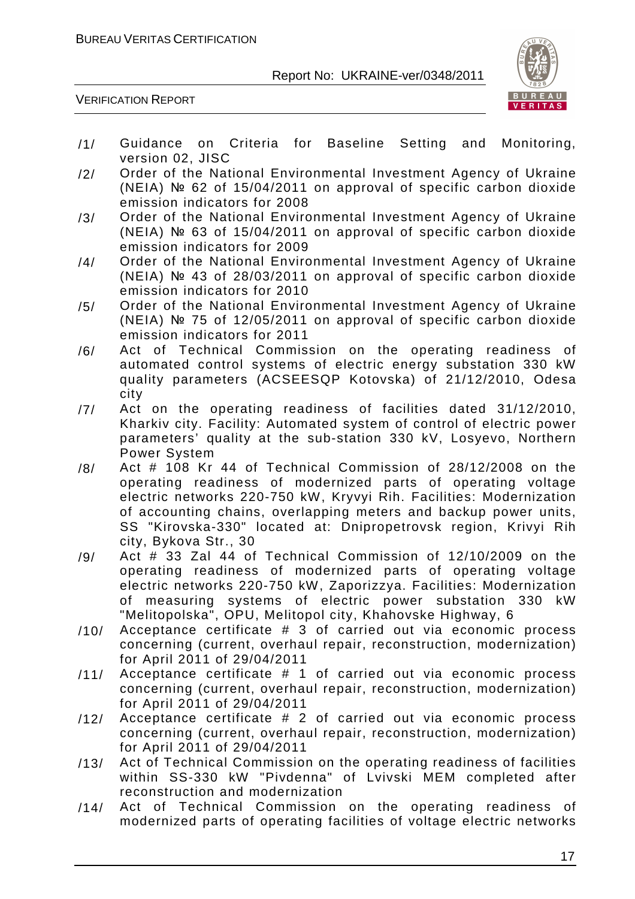/1/ Guidance on Criteria for Baseline Setting and Monitoring, version 02, JISC

/2/ Order of the National Environmental Investment Agency of Ukraine (NEIA) № 62 of 15/04/2011 on approval of specific carbon dioxide emission indicators for 2008

/3/ Order of the National Environmental Investment Agency of Ukraine (NEIA) № 63 of 15/04/2011 on approval of specific carbon dioxide emission indicators for 2009

/4/ Order of the National Environmental Investment Agency of Ukraine (NEIA) № 43 of 28/03/2011 on approval of specific carbon dioxide emission indicators for 2010

/5/ Order of the National Environmental Investment Agency of Ukraine (NEIA) № 75 of 12/05/2011 on approval of specific carbon dioxide emission indicators for 2011

/6/ Act of Technical Commission on the operating readiness of automated control systems of electric energy substation 330 kW quality parameters (ACSEESQP Kotovska) of 21/12/2010, Odesa city

/7/ Act on the operating readiness of facilities dated 31/12/2010, Kharkiv city. Facility: Automated system of control of electric power parameters' quality at the sub-station 330 kV, Losyevo, Northern Power System

/8/ Act # 108 Kr 44 of Technical Commission of 28/12/2008 on the operating readiness of modernized parts of operating voltage electric networks 220-750 kW, Kryvyi Rih. Facilities: Modernization of accounting chains, overlapping meters and backup power units, SS "Kirovska-330" located at: Dnipropetrovsk region, Krivyi Rih city, Bykova Str., 30

/9/ Act # 33 Zal 44 of Technical Commission of 12/10/2009 on the operating readiness of modernized parts of operating voltage electric networks 220-750 kW, Zaporizzya. Facilities: Modernization of measuring systems of electric power substation 330 kW "Melitopolska", OPU, Melitopol city, Khahovske Highway, 6

/10/ Acceptance certificate # 3 of carried out via economic process concerning (current, overhaul repair, reconstruction, modernization) for April 2011 of 29/04/2011

/11/ Acceptance certificate # 1 of carried out via economic process concerning (current, overhaul repair, reconstruction, modernization) for April 2011 of 29/04/2011

/12/ Acceptance certificate # 2 of carried out via economic process concerning (current, overhaul repair, reconstruction, modernization) for April 2011 of 29/04/2011

/13/ Act of Technical Commission on the operating readiness of facilities within SS-330 kW "Pivdenna" of Lvivski MEM completed after reconstruction and modernization

/14/ Act of Technical Commission on the operating readiness of modernized parts of operating facilities of voltage electric networks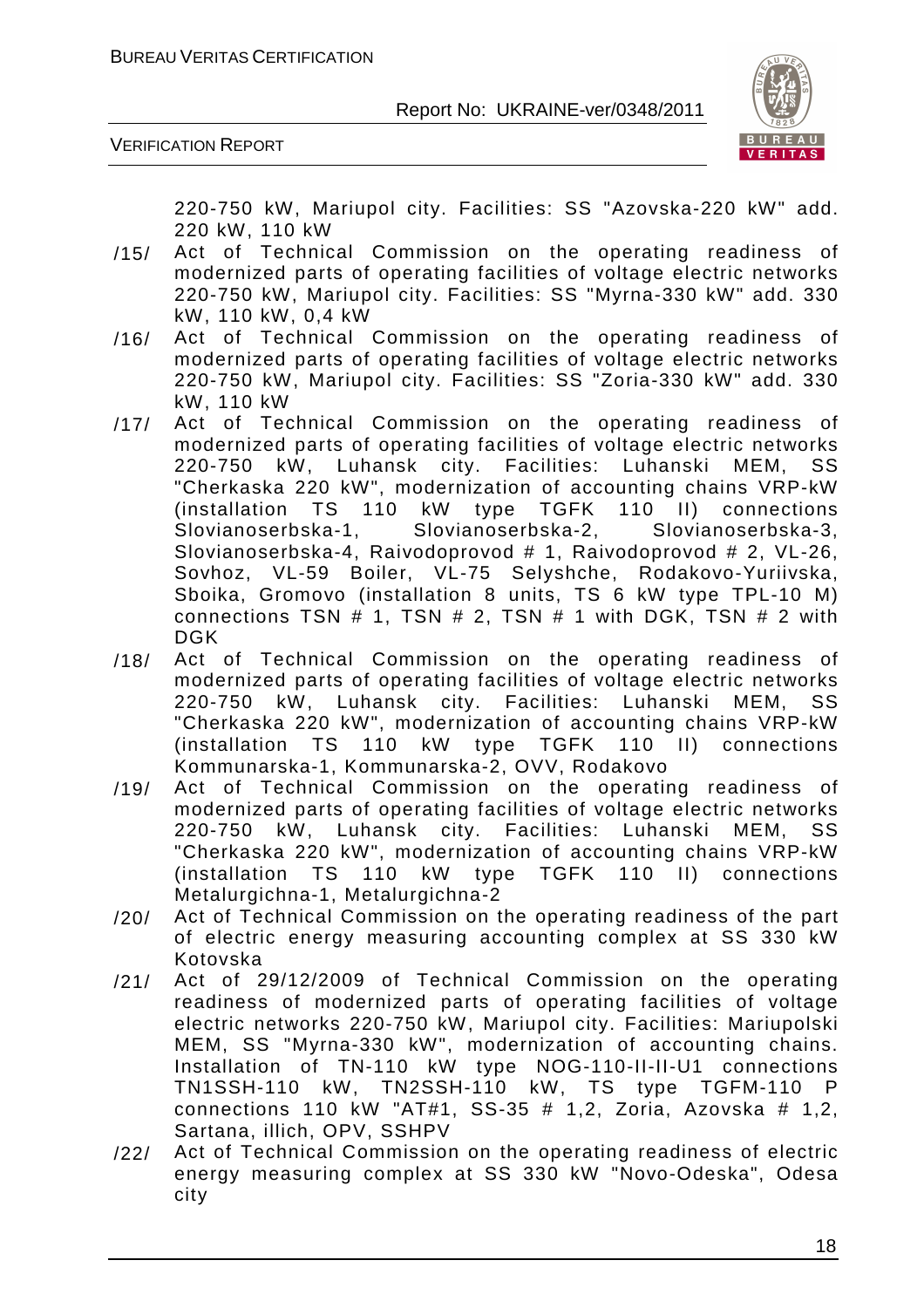220-750 kW, Mariupol city. Facilities: SS "Azovska-220 kW" add. 220 kW, 110 kW

/15/ Act of Technical Commission on the operating readiness of modernized parts of operating facilities of voltage electric networks 220-750 kW, Mariupol city. Facilities: SS "Myrna-330 kW" add. 330 kW, 110 kW, 0,4 kW

/16/ Act of Technical Commission on the operating readiness of modernized parts of operating facilities of voltage electric networks 220-750 kW, Mariupol city. Facilities: SS "Zoria-330 kW" add. 330 kW, 110 kW

/17/ Act of Technical Commission on the operating readiness of modernized parts of operating facilities of voltage electric networks 220-750 kW, Luhansk city. Facilities: Luhanski MEM, SS "Cherkaska 220 kW", modernization of accounting chains VRP-kW (installation TS 110 kW type TGFK 110 II) connections Slovianoserbska-1, Slovianoserbska-2, Slovianoserbska-3, Slovianoserbska-4, Raivodoprovod # 1, Raivodoprovod # 2, VL-26, Sovhoz, VL-59 Boiler, VL-75 Selyshche, Rodakovo-Yuriivska, Sboika, Gromovo (installation 8 units, TS 6 kW type TPL-10 M) connections TSN # 1, TSN # 2, TSN # 1 with DGK, TSN # 2 with DGK

/18/ Act of Technical Commission on the operating readiness of modernized parts of operating facilities of voltage electric networks 220-750 kW, Luhansk city. Facilities: Luhanski MEM, SS "Cherkaska 220 kW", modernization of accounting chains VRP-kW (installation TS 110 kW type TGFK 110 II) connections Kommunarska-1, Kommunarska-2, OVV, Rodakovo

/19/ Act of Technical Commission on the operating readiness of modernized parts of operating facilities of voltage electric networks 220-750 kW, Luhansk city. Facilities: Luhanski MEM, SS "Cherkaska 220 kW", modernization of accounting chains VRP-kW (installation TS 110 kW type TGFK 110 II) connections Metalurgichna-1, Metalurgichna-2

/20/ Act of Technical Commission on the operating readiness of the part of electric energy measuring accounting complex at SS 330 kW Kotovska

/21/ Act of 29/12/2009 of Technical Commission on the operating readiness of modernized parts of operating facilities of voltage electric networks 220-750 kW, Mariupol city. Facilities: Mariupolski MEM, SS "Myrna-330 kW", modernization of accounting chains. Installation of TN-110 kW type NOG-110-II-II-U1 connections TN1SSH-110 kW, TN2SSH-110 kW, TS type TGFM-110 P connections 110 kW "AT#1, SS-35 # 1,2, Zoria, Azovska # 1,2, Sartana, illich, OPV, SSHPV

/22/ Act of Technical Commission on the operating readiness of electric energy measuring complex at SS 330 kW "Novo-Odeska", Odesa city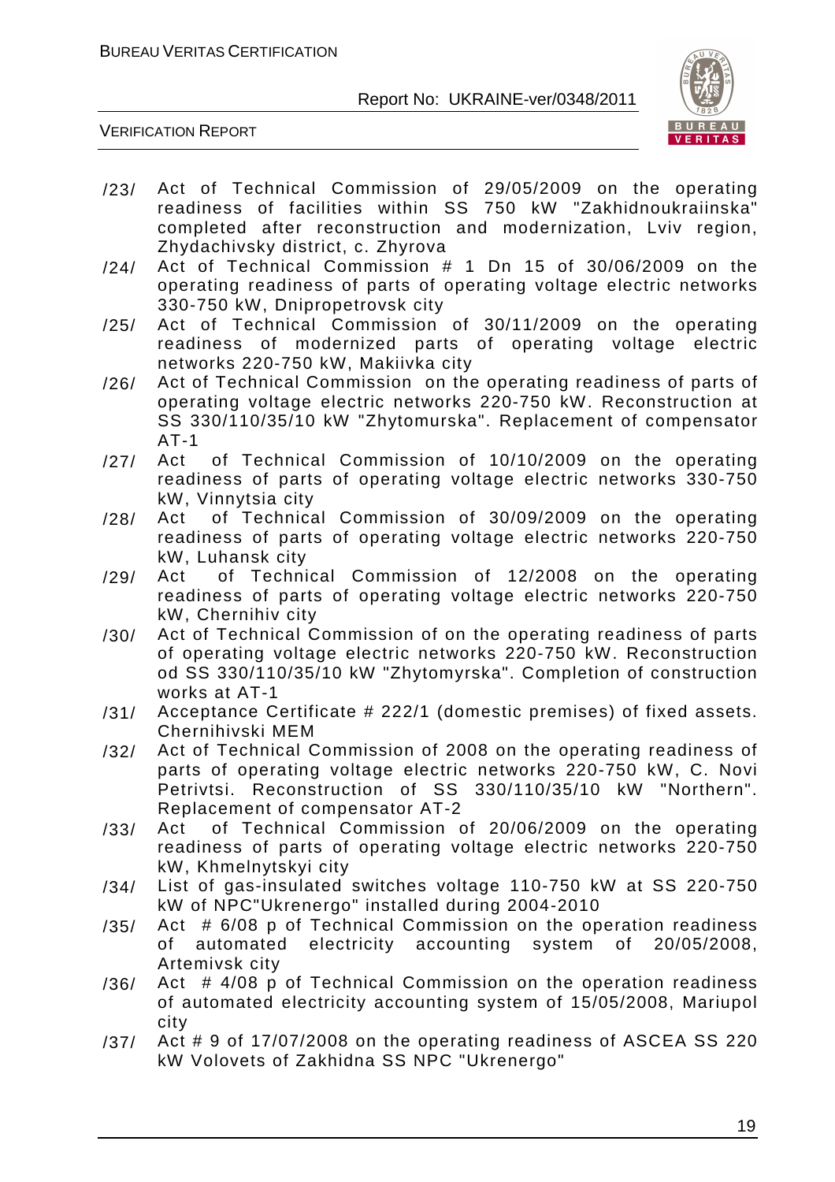/23/ Act of Technical Commission of 29/05/2009 on the operating readiness of facilities within SS 750 kW "Zakhidnoukraiinska" completed after reconstruction and modernization, Lviv region, Zhydachivsky district, c. Zhyrova

/24/ Act of Technical Commission # 1 Dn 15 of 30/06/2009 on the operating readiness of parts of operating voltage electric networks 330-750 kW, Dnipropetrovsk city

/25/ Act of Technical Commission of 30/11/2009 on the operating readiness of modernized parts of operating voltage electric networks 220-750 kW, Makiivka city

/26/ Act of Technical Commission on the operating readiness of parts of operating voltage electric networks 220-750 kW. Reconstruction at SS 330/110/35/10 kW "Zhytomurska". Replacement of compensator AT-1

/27/ Act of Technical Commission of 10/10/2009 on the operating readiness of parts of operating voltage electric networks 330-750 kW, Vinnytsia city

/28/ Act of Technical Commission of 30/09/2009 on the operating readiness of parts of operating voltage electric networks 220-750 kW, Luhansk city

/29/ Act of Technical Commission of 12/2008 on the operating readiness of parts of operating voltage electric networks 220-750 kW, Chernihiv city

/30/ Act of Technical Commission of on the operating readiness of parts of operating voltage electric networks 220-750 kW. Reconstruction od SS 330/110/35/10 kW "Zhytomyrska". Completion of construction works at AT-1

/31/ Acceptance Certificate # 222/1 (domestic premises) of fixed assets. Chernihivski MEM

/32/ Act of Technical Commission of 2008 on the operating readiness of parts of operating voltage electric networks 220-750 kW, C. Novi Petrivtsi. Reconstruction of SS 330/110/35/10 kW "Northern". Replacement of compensator AT-2

/33/ Act of Technical Commission of 20/06/2009 on the operating readiness of parts of operating voltage electric networks 220-750 kW, Khmelnytskyi city

/34/ List of gas-insulated switches voltage 110-750 kW at SS 220-750 kW of NPC"Ukrenergo" installed during 2004-2010

/35/ Act # 6/08 p of Technical Commission on the operation readiness of automated electricity accounting system of 20/05/2008, Artemivsk city

/36/ Act # 4/08 p of Technical Commission on the operation readiness of automated electricity accounting system of 15/05/2008, Mariupol city

/37/ Act # 9 of 17/07/2008 on the operating readiness of ASCEA SS 220 kW Volovets of Zakhidna SS NPC "Ukrenergo"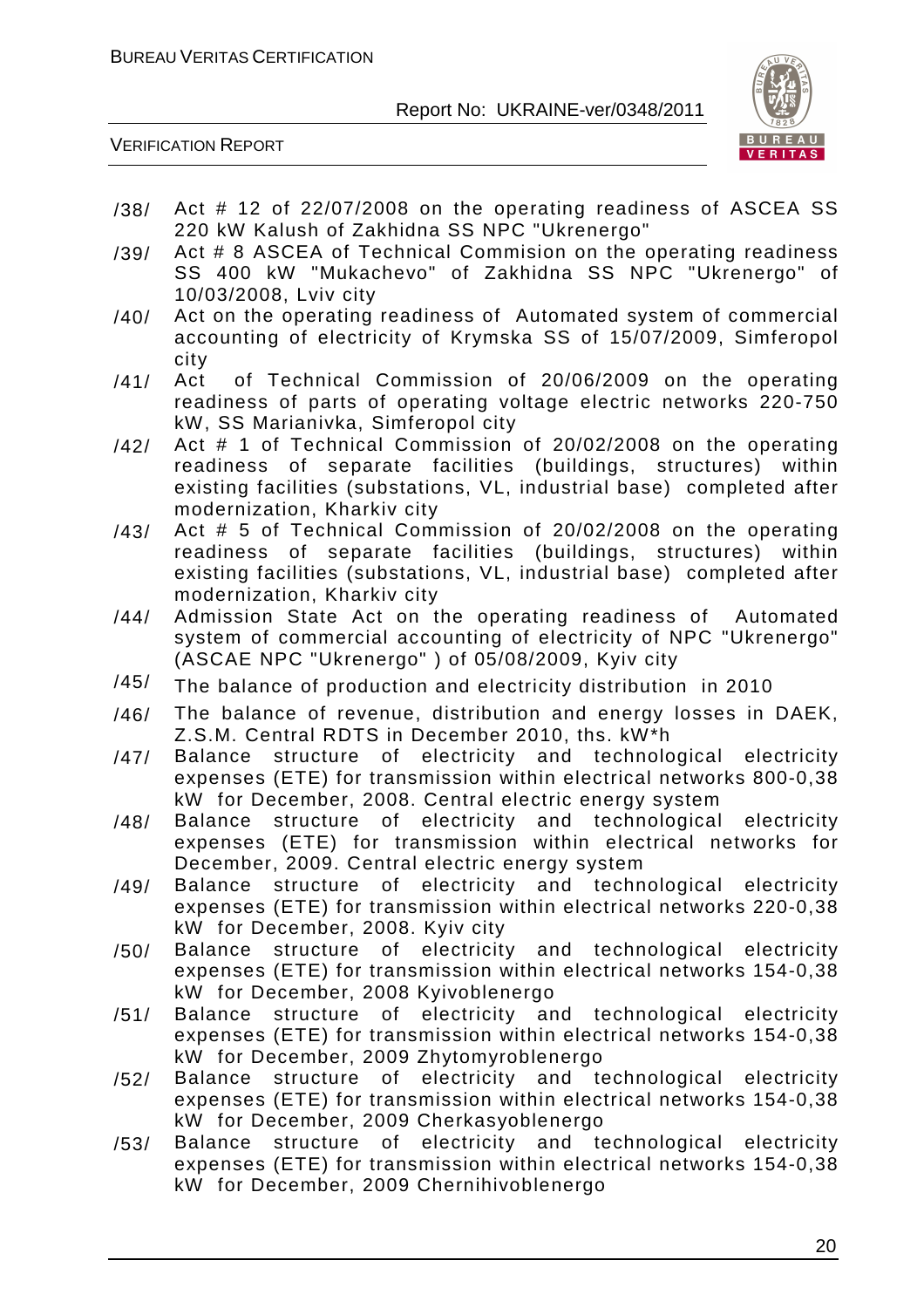/38/ Act # 12 of 22/07/2008 on the operating readiness of ASCEA SS 220 kW Kalush of Zakhidna SS NPC "Ukrenergo"

/39/ Act # 8 ASCEA of Technical Commision on the operating readiness SS 400 kW "Mukachevo" of Zakhidna SS NPC "Ukrenergo" of 10/03/2008, Lviv city

/40/ Act on the operating readiness of Automated system of commercial accounting of electricity of Krymska SS of 15/07/2009, Simferopol city

/41/ Act of Technical Commission of 20/06/2009 on the operating readiness of parts of operating voltage electric networks 220-750 kW, SS Marianivka, Simferopol city

/42/ Act # 1 of Technical Commission of 20/02/2008 on the operating readiness of separate facilities (buildings, structures) within existing facilities (substations, VL, industrial base) completed after modernization, Kharkiv city

/43/ Act # 5 of Technical Commission of 20/02/2008 on the operating readiness of separate facilities (buildings, structures) within existing facilities (substations, VL, industrial base) completed after modernization, Kharkiv city

/44/ Admission State Act on the operating readiness of Automated system of commercial accounting of electricity of NPC "Ukrenergo" (ASCAE NPC "Ukrenergo" ) of 05/08/2009, Kyiv city

/45/ The balance of production and electricity distribution in 2010

/46/ The balance of revenue, distribution and energy losses in DAEK, Z.S.M. Central RDTS in December 2010, ths. kW*h

/47/ Balance structure of electricity and technological electricity expenses (ETE) for transmission within electrical networks 800-0,38 kW for December, 2008. Central electric energy system

/48/ Balance structure of electricity and technological electricity expenses (ETE) for transmission within electrical networks for December, 2009. Central electric energy system

/49/ Balance structure of electricity and technological electricity expenses (ETE) for transmission within electrical networks 220-0,38 kW for December, 2008. Kyiv city

/50/ Balance structure of electricity and technological electricity expenses (ETE) for transmission within electrical networks 154-0,38 kW for December, 2008 Kyivoblenergo

/51/ Balance structure of electricity and technological electricity expenses (ETE) for transmission within electrical networks 154-0,38 kW for December, 2009 Zhytomyroblenergo

/52/ Balance structure of electricity and technological electricity expenses (ETE) for transmission within electrical networks 154-0,38 kW for December, 2009 Cherkasyoblenergo

/53/ Balance structure of electricity and technological electricity expenses (ETE) for transmission within electrical networks 154-0,38 kW for December, 2009 Chernihivoblenergo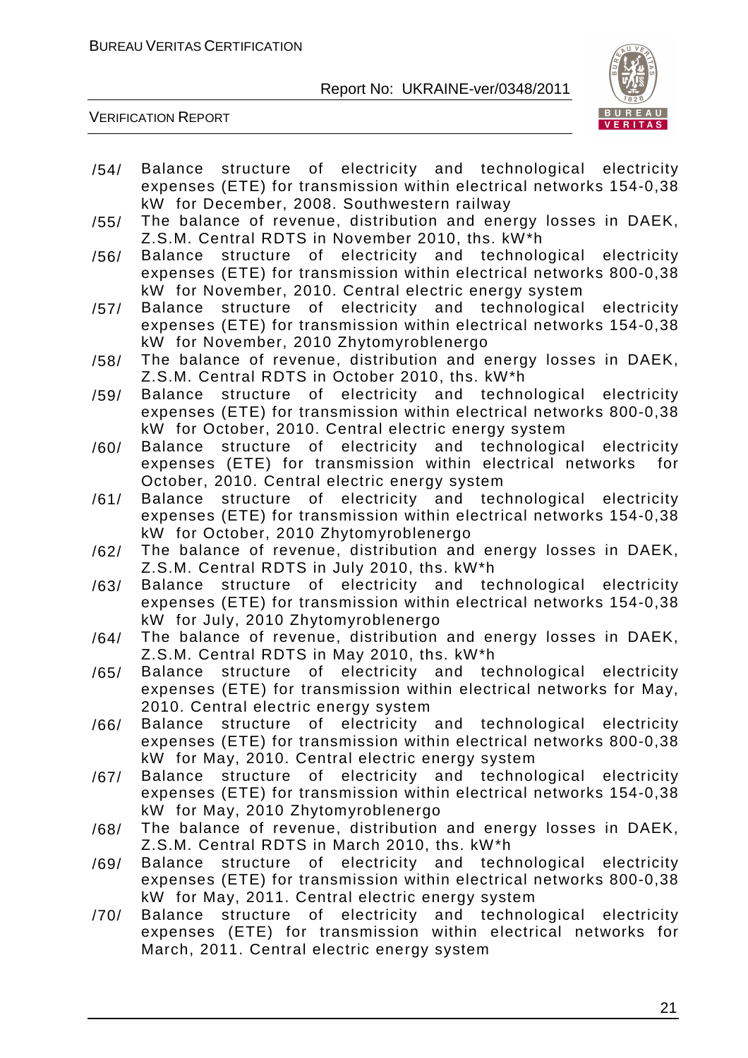/54/ Balance structure of electricity and technological electricity expenses (ETE) for transmission within electrical networks 154-0,38 kW for December, 2008. Southwestern railway

/55/ The balance of revenue, distribution and energy losses in DAEK, Z.S.M. Central RDTS in November 2010, ths. kW*h

/56/ Balance structure of electricity and technological electricity expenses (ETE) for transmission within electrical networks 800-0,38 kW for November, 2010. Central electric energy system

/57/ Balance structure of electricity and technological electricity expenses (ETE) for transmission within electrical networks 154-0,38 kW for November, 2010 Zhytomyroblenergo

/58/ The balance of revenue, distribution and energy losses in DAEK, Z.S.M. Central RDTS in October 2010, ths. kW*h

/59/ Balance structure of electricity and technological electricity expenses (ETE) for transmission within electrical networks 800-0,38 kW for October, 2010. Central electric energy system

/60/ Balance structure of electricity and technological electricity expenses (ETE) for transmission within electrical networks for October, 2010. Central electric energy system

/61/ Balance structure of electricity and technological electricity expenses (ETE) for transmission within electrical networks 154-0,38 kW for October, 2010 Zhytomyroblenergo

/62/ The balance of revenue, distribution and energy losses in DAEK, Z.S.M. Central RDTS in July 2010, ths. kW*h

/63/ Balance structure of electricity and technological electricity expenses (ETE) for transmission within electrical networks 154-0,38 kW for July, 2010 Zhytomyroblenergo

/64/ The balance of revenue, distribution and energy losses in DAEK, Z.S.M. Central RDTS in May 2010, ths. kW*h

/65/ Balance structure of electricity and technological electricity expenses (ETE) for transmission within electrical networks for May, 2010. Central electric energy system

/66/ Balance structure of electricity and technological electricity expenses (ETE) for transmission within electrical networks 800-0,38 kW for May, 2010. Central electric energy system

/67/ Balance structure of electricity and technological electricity expenses (ETE) for transmission within electrical networks 154-0,38 kW for May, 2010 Zhytomyroblenergo

/68/ The balance of revenue, distribution and energy losses in DAEK, Z.S.M. Central RDTS in March 2010, ths. kW*h

/69/ Balance structure of electricity and technological electricity expenses (ETE) for transmission within electrical networks 800-0,38 kW for May, 2011. Central electric energy system

/70/ Balance structure of electricity and technological electricity expenses (ETE) for transmission within electrical networks for March, 2011. Central electric energy system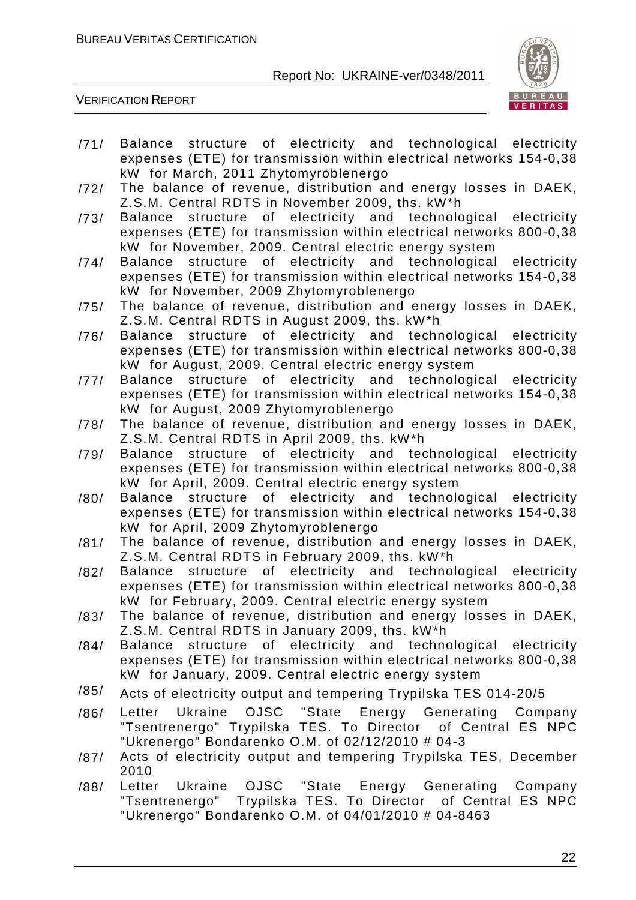/71/ Balance structure of electricity and technological electricity expenses (ETE) for transmission within electrical networks 154-0,38 kW for March, 2011 Zhytomyroblenergo

/72/ The balance of revenue, distribution and energy losses in DAEK, Z.S.M. Central RDTS in November 2009, ths. kW*h

/73/ Balance structure of electricity and technological electricity expenses (ETE) for transmission within electrical networks 800-0,38 kW for November, 2009. Central electric energy system

/74/ Balance structure of electricity and technological electricity expenses (ETE) for transmission within electrical networks 154-0,38 kW for November, 2009 Zhytomyroblenergo

/75/ The balance of revenue, distribution and energy losses in DAEK, Z.S.M. Central RDTS in August 2009, ths. kW*h

/76/ Balance structure of electricity and technological electricity expenses (ETE) for transmission within electrical networks 800-0,38 kW for August, 2009. Central electric energy system

/77/ Balance structure of electricity and technological electricity expenses (ETE) for transmission within electrical networks 154-0,38 kW for August, 2009 Zhytomyroblenergo

/78/ The balance of revenue, distribution and energy losses in DAEK, Z.S.M. Central RDTS in April 2009, ths. kW*h

/79/ Balance structure of electricity and technological electricity expenses (ETE) for transmission within electrical networks 800-0,38 kW for April, 2009. Central electric energy system

/80/ Balance structure of electricity and technological electricity expenses (ETE) for transmission within electrical networks 154-0,38 kW for April, 2009 Zhytomyroblenergo

/81/ The balance of revenue, distribution and energy losses in DAEK, Z.S.M. Central RDTS in February 2009, ths. kW*h

/82/ Balance structure of electricity and technological electricity expenses (ETE) for transmission within electrical networks 800-0,38 kW for February, 2009. Central electric energy system

/83/ The balance of revenue, distribution and energy losses in DAEK, Z.S.M. Central RDTS in January 2009, ths. kW*h

/84/ Balance structure of electricity and technological electricity expenses (ETE) for transmission within electrical networks 800-0,38 kW for January, 2009. Central electric energy system

/85/ Acts of electricity output and tempering Trypilska TES 014-20/5

/86/ Letter Ukraine OJSC "State Energy Generating Company "Tsentrenergo" Trypilska TES. To Director of Central ES NPC "Ukrenergo" Bondarenko O.M. of 02/12/2010 # 04-3

/87/ Acts of electricity output and tempering Trypilska TES, December 2010

/88/ Letter Ukraine OJSC "State Energy Generating Company "Tsentrenergo" Trypilska TES. To Director of Central ES NPC "Ukrenergo" Bondarenko O.M. of 04/01/2010 # 04-8463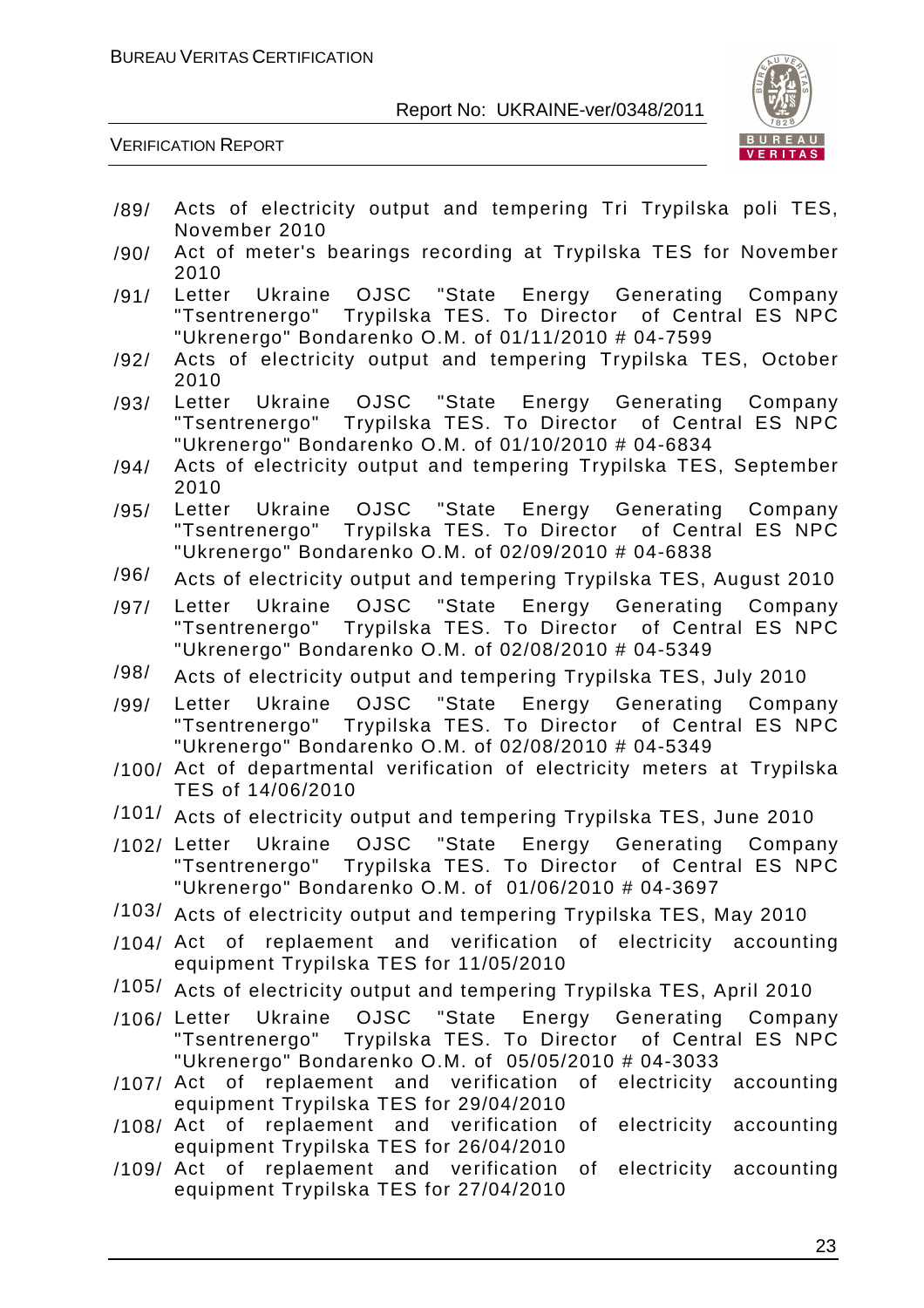/89/ Acts of electricity output and tempering Tri Trypilska poli TES, November 2010

/90/ Act of meter's bearings recording at Trypilska TES for November 2010

/91/ Letter Ukraine OJSC "State Energy Generating Company "Tsentrenergo" Trypilska TES. To Director of Central ES NPC "Ukrenergo" Bondarenko O.M. of 01/11/2010 # 04-7599

/92/ Acts of electricity output and tempering Trypilska TES, October 2010

/93/ Letter Ukraine OJSC "State Energy Generating Company "Tsentrenergo" Trypilska TES. To Director of Central ES NPC "Ukrenergo" Bondarenko O.M. of 01/10/2010 # 04-6834

/94/ Acts of electricity output and tempering Trypilska TES, September 2010

/95/ Letter Ukraine OJSC "State Energy Generating Company "Tsentrenergo" Trypilska TES. To Director of Central ES NPC "Ukrenergo" Bondarenko O.M. of 02/09/2010 # 04-6838

/96/ Acts of electricity output and tempering Trypilska TES, August 2010

/97/ Letter Ukraine OJSC "State Energy Generating Company "Tsentrenergo" Trypilska TES. To Director of Central ES NPC "Ukrenergo" Bondarenko O.M. of 02/08/2010 # 04-5349

/98/ Acts of electricity output and tempering Trypilska TES, July 2010

/99/ Letter Ukraine OJSC "State Energy Generating Company "Tsentrenergo" Trypilska TES. To Director of Central ES NPC "Ukrenergo" Bondarenko O.M. of 02/08/2010 # 04-5349

/100/ Act of departmental verification of electricity meters at Trypilska TES of 14/06/2010

/101/ Acts of electricity output and tempering Trypilska TES, June 2010

/102/ Letter Ukraine OJSC "State Energy Generating Company "Tsentrenergo" Trypilska TES. To Director of Central ES NPC "Ukrenergo" Bondarenko O.M. of 01/06/2010 # 04-3697

/103/ Acts of electricity output and tempering Trypilska TES, May 2010

/104/ Act of replaement and verification of electricity accounting equipment Trypilska TES for 11/05/2010

/105/ Acts of electricity output and tempering Trypilska TES, April 2010

/106/ Letter Ukraine OJSC "State Energy Generating Company "Tsentrenergo" Trypilska TES. To Director of Central ES NPC "Ukrenergo" Bondarenko O.M. of 05/05/2010 # 04-3033

/107/ Act of replaement and verification of electricity accounting equipment Trypilska TES for 29/04/2010

/108/ Act of replaement and verification of electricity accounting equipment Trypilska TES for 26/04/2010

/109/ Act of replaement and verification of electricity accounting equipment Trypilska TES for 27/04/2010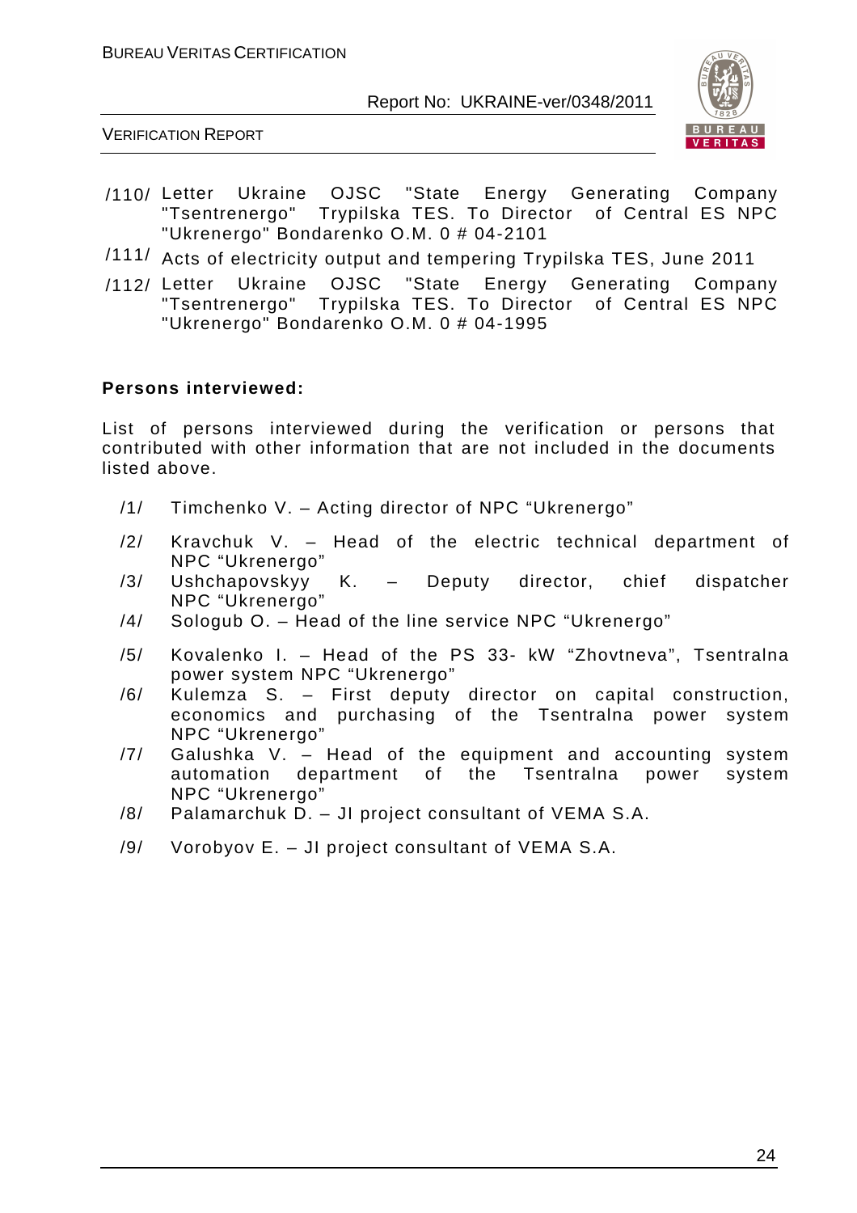/110/ Letter Ukraine OJSC "State Energy Generating Company "Tsentrenergo" Trypilska TES. To Director of Central ES NPC "Ukrenergo" Bondarenko O.M. 0 # 04-2101

/111/ Acts of electricity output and tempering Trypilska TES, June 2011

/112/ Letter Ukraine OJSC "State Energy Generating Company "Tsentrenergo" Trypilska TES. To Director of Central ES NPC "Ukrenergo" Bondarenko O.M. 0 # 04-1995

**Persons interviewed:**

List of persons interviewed during the verification or persons that contributed with other information that are not included in the documents listed above.

/1/ Timchenko V. – Acting director of NPC "Ukrenergo"

/2/ Kravchuk V. – Head of the electric technical department of NPC "Ukrenergo"

/3/ Ushchapovskyy K. – Deputy director, chief dispatcher NPC "Ukrenergo"

/4/ Sologub O. – Head of the line service NPC "Ukrenergo"

/5/ Kovalenko I. – Head of the PS 33- kW "Zhovtneva", Tsentralna power system NPC "Ukrenergo"

/6/ Kulemza S. – First deputy director on capital construction, economics and purchasing of the Tsentralna power system NPC "Ukrenergo"

/7/ Galushka V. – Head of the equipment and accounting system automation department of the Tsentralna power system NPC "Ukrenergo"

/8/ Palamarchuk D. – JI project consultant of VEMA S.A.

/9/ Vorobyov E. – JI project consultant of VEMA S.A.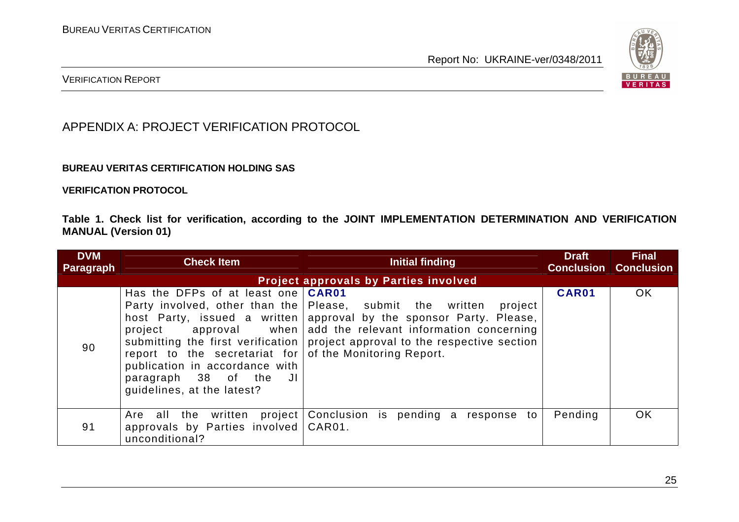# APPENDIX A: PROJECT VERIFICATION PROTOCOL

**BUREAU VERITAS CERTIFICATION HOLDING SAS**

**VERIFICATION PROTOCOL**

**Table 1. Check list for verification, according to the JOINT IMPLEMENTATION DETERMINATION AND VERIFICATION MANUAL (Version 01)**

| DVM Paragraph | Check Item | Initial finding | Draft Conclusion | Final Conclusion |
|---|---|---|---|---|
| **Project approvals by Parties involved** | | | | |
| 90 | Has the DFPs of at least one Party involved, other than the host Party, issued a written project approval when submitting the first verification report to the secretariat for publication in accordance with paragraph 38 of the JI guidelines, at the latest? | **CAR01** Please, submit the written project approval by the sponsor Party. Please, add the relevant information concerning project approval to the respective section of the Monitoring Report. | **CAR01** | OK |
| 91 | Are all the written project approvals by Parties involved unconditional? | Conclusion is pending a response to CAR01. | Pending | OK |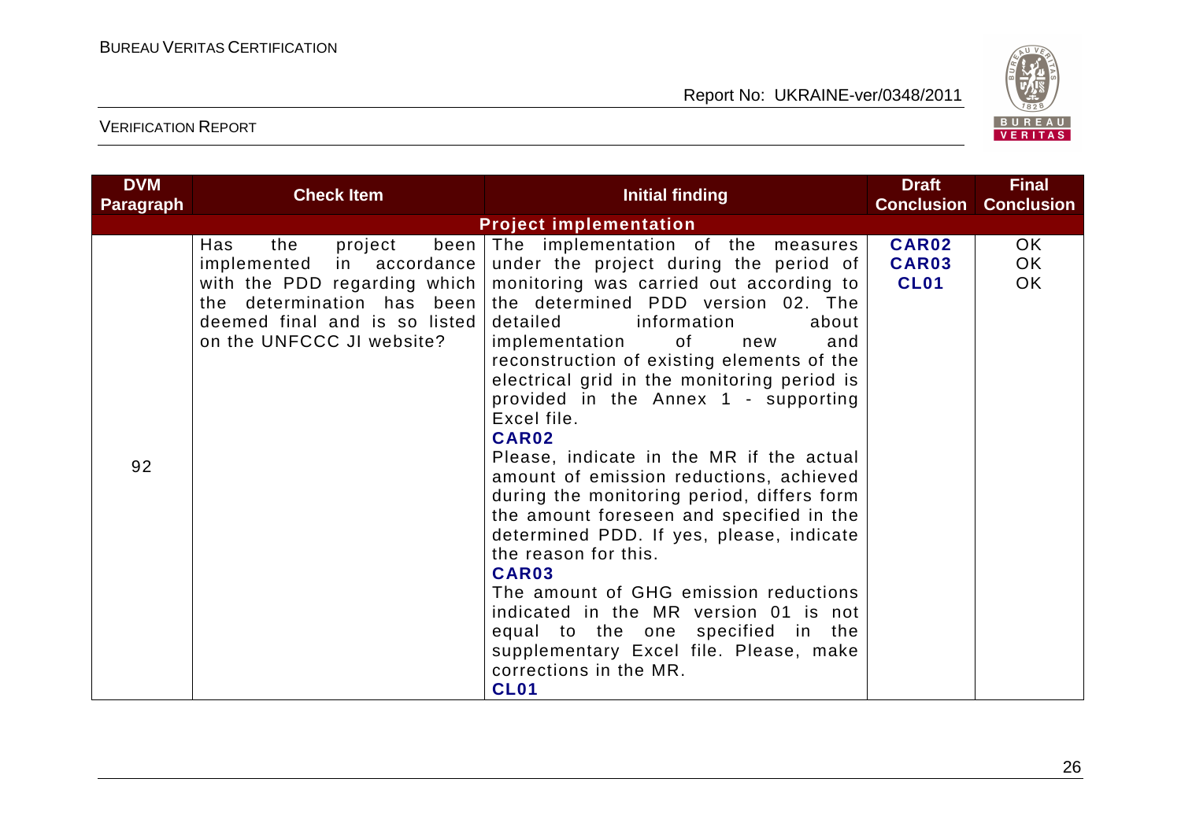| DVM Paragraph | Check Item | Initial finding | Draft Conclusion | Final Conclusion |
|---|---|---|---|---|
| **Project implementation** | | | | |
| 92 | Has the project been implemented in accordance with the PDD regarding which the determination has been deemed final and is so listed on the UNFCCC JI website? | The implementation of the measures under the project during the period of monitoring was carried out according to the determined PDD version 02. The detailed information about implementation of new and reconstruction of existing elements of the electrical grid in the monitoring period is provided in the Annex 1 - supporting Excel file.<br>**CAR02**<br>Please, indicate in the MR if the actual amount of emission reductions, achieved during the monitoring period, differs form the amount foreseen and specified in the determined PDD. If yes, please, indicate the reason for this.<br>**CAR03**<br>The amount of GHG emission reductions indicated in the MR version 01 is not equal to the one specified in the supplementary Excel file. Please, make corrections in the MR.<br>**CL01** | **CAR02**<br>**CAR03**<br>**CL01** | OK<br>OK<br>OK |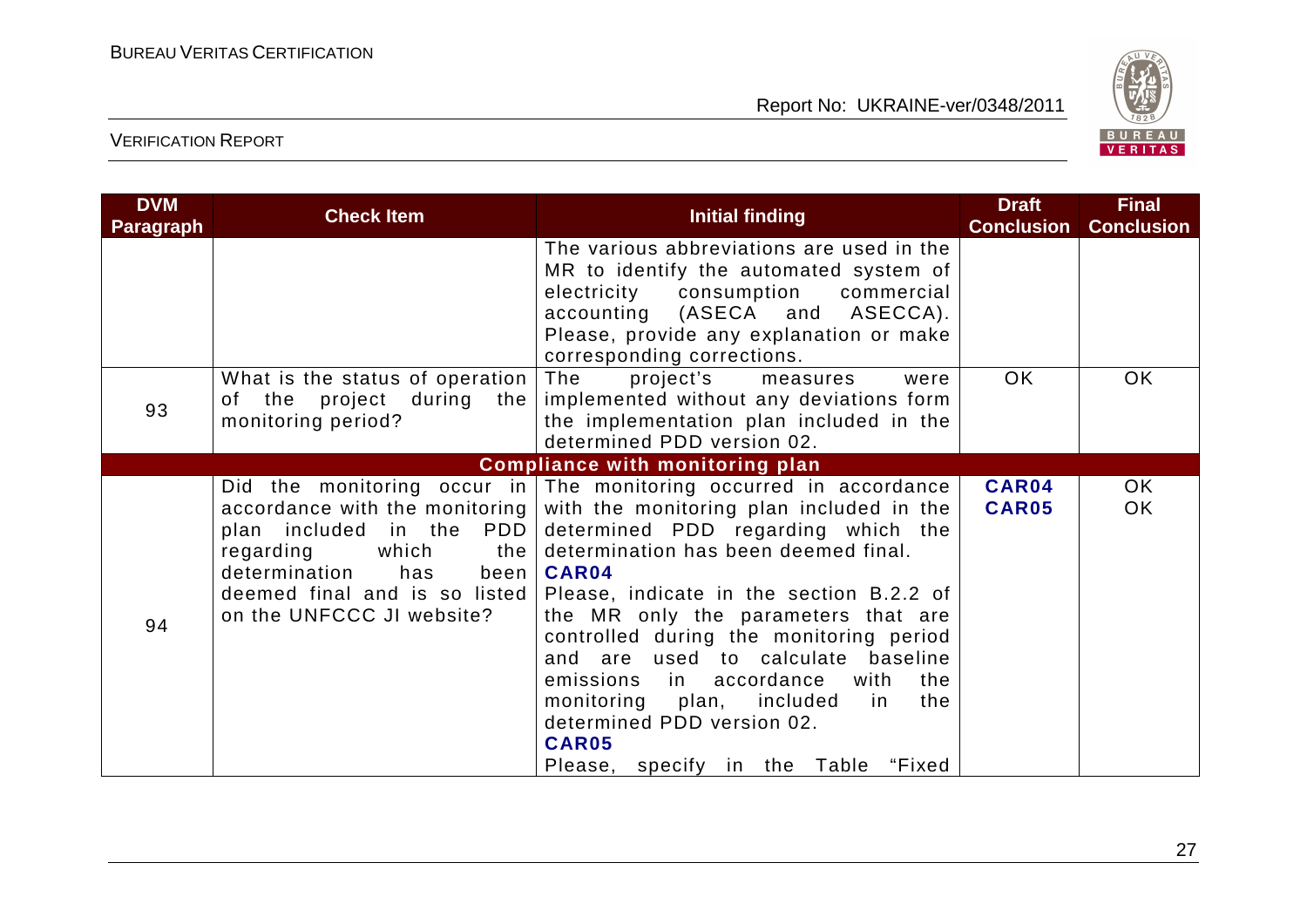| DVM Paragraph | Check Item | Initial finding | Draft Conclusion | Final Conclusion |
|---|---|---|---|---|
| | | The various abbreviations are used in the MR to identify the automated system of electricity consumption commercial accounting (ASECA and ASECCA). Please, provide any explanation or make corresponding corrections. | | |
| 93 | What is the status of operation of the project during the monitoring period? | The project's measures were implemented without any deviations form the implementation plan included in the determined PDD version 02. | OK | OK |
| **Compliance with monitoring plan** | | | | |
| 94 | Did the monitoring occur in accordance with the monitoring plan included in the PDD regarding which the determination has been deemed final and is so listed on the UNFCCC JI website? | The monitoring occurred in accordance with the monitoring plan included in the determined PDD regarding which the determination has been deemed final.<br>**CAR04**<br>Please, indicate in the section B.2.2 of the MR only the parameters that are controlled during the monitoring period and are used to calculate baseline emissions in accordance with the monitoring plan, included in the determined PDD version 02.<br>**CAR05**<br>Please, specify in the Table "Fixed | **CAR04**<br>**CAR05** | OK<br>OK |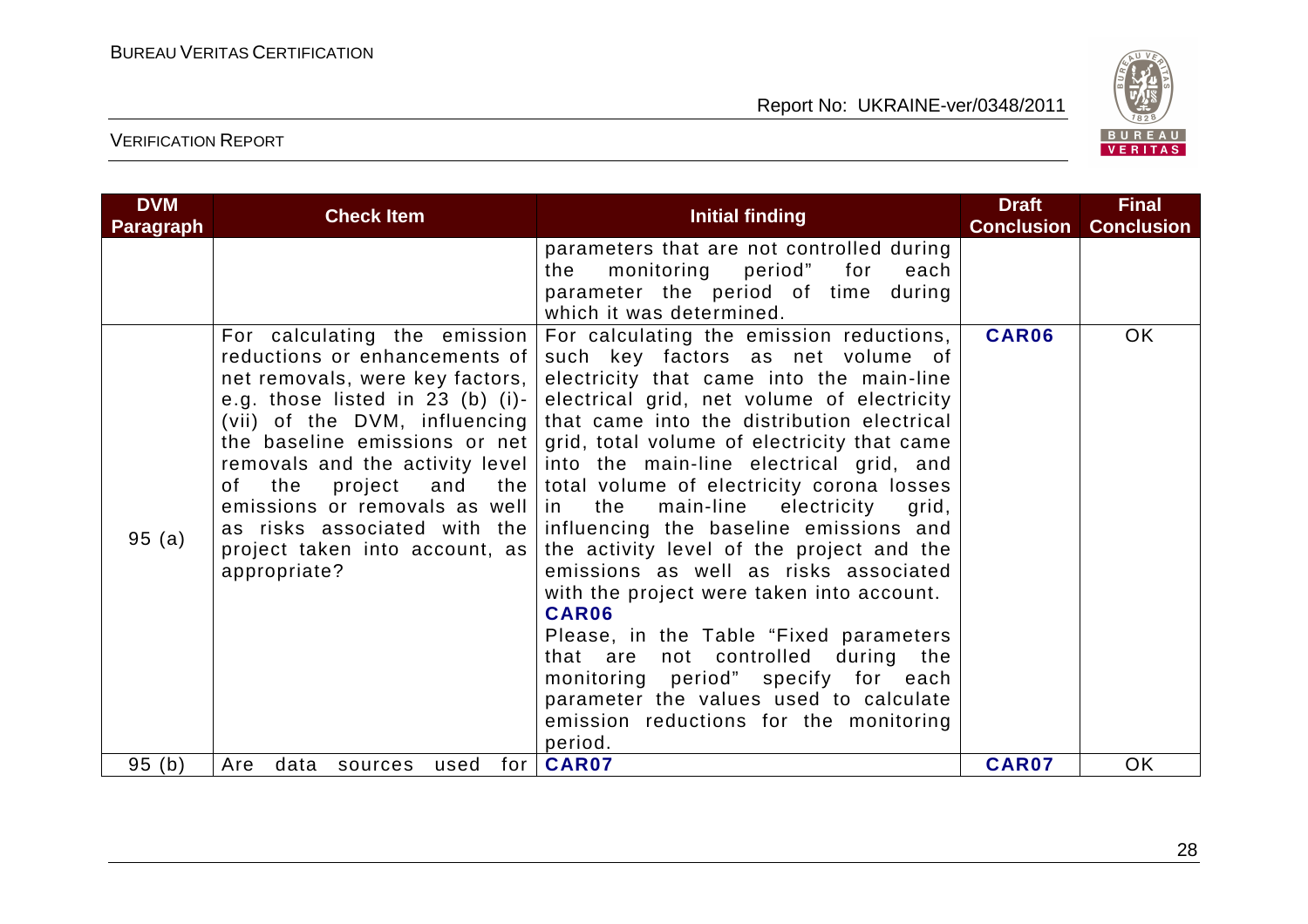| DVM Paragraph | Check Item | Initial finding | Draft Conclusion | Final Conclusion |
|---|---|---|---|---|
| | | parameters that are not controlled during the monitoring period" for each parameter the period of time during which it was determined. | | |
| 95 (a) | For calculating the emission reductions or enhancements of net removals, were key factors, e.g. those listed in 23 (b) (i)-(vii) of the DVM, influencing the baseline emissions or net removals and the activity level of the project and the emissions or removals as well as risks associated with the project taken into account, as appropriate? | For calculating the emission reductions, such key factors as net volume of electricity that came into the main-line electrical grid, net volume of electricity that came into the distribution electrical grid, total volume of electricity that came into the main-line electrical grid, and total volume of electricity corona losses in the main-line electricity grid, influencing the baseline emissions and the activity level of the project and the emissions as well as risks associated with the project were taken into account.<br>**CAR06**<br>Please, in the Table "Fixed parameters that are not controlled during the monitoring period" specify for each parameter the values used to calculate emission reductions for the monitoring period. | **CAR06** | OK |
| 95 (b) | Are data sources used for | **CAR07** | **CAR07** | OK |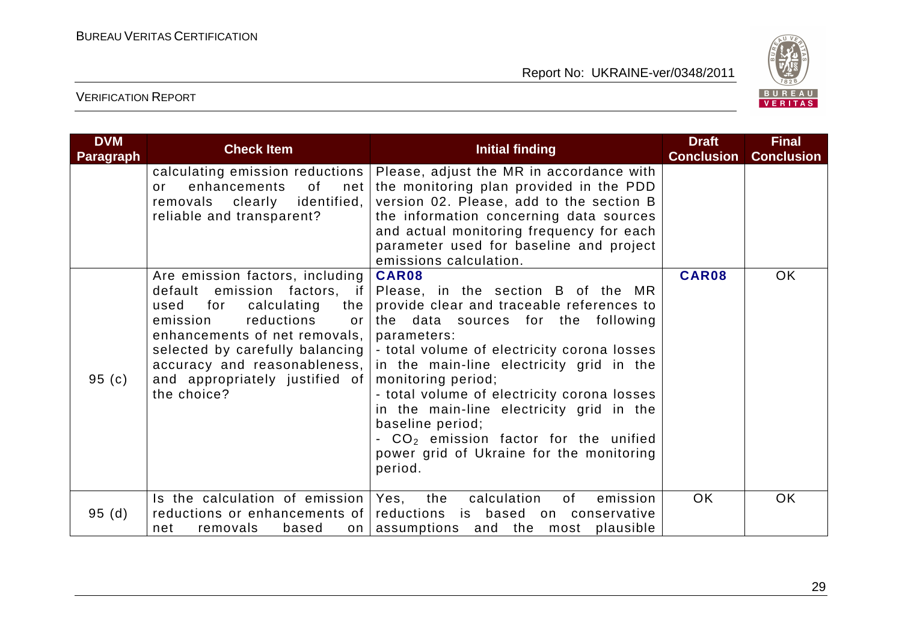| DVM Paragraph | Check Item | Initial finding | Draft Conclusion | Final Conclusion |
|---|---|---|---|---|
| | calculating emission reductions or enhancements of net removals clearly identified, reliable and transparent? | Please, adjust the MR in accordance with the monitoring plan provided in the PDD version 02. Please, add to the section B the information concerning data sources and actual monitoring frequency for each parameter used for baseline and project emissions calculation. | | |
| 95 (c) | Are emission factors, including default emission factors, if used for calculating the emission reductions or enhancements of net removals, selected by carefully balancing accuracy and reasonableness, and appropriately justified of the choice? | **CAR08**<br>Please, in the section B of the MR provide clear and traceable references to the data sources for the following parameters:<br>- total volume of electricity corona losses in the main-line electricity grid in the monitoring period;<br>- total volume of electricity corona losses in the main-line electricity grid in the baseline period;<br>- $CO_2$ emission factor for the unified power grid of Ukraine for the monitoring period. | **CAR08** | OK |
| 95 (d) | Is the calculation of emission reductions or enhancements of net removals based on | Yes, the calculation of emission reductions is based on conservative assumptions and the most plausible | OK | OK |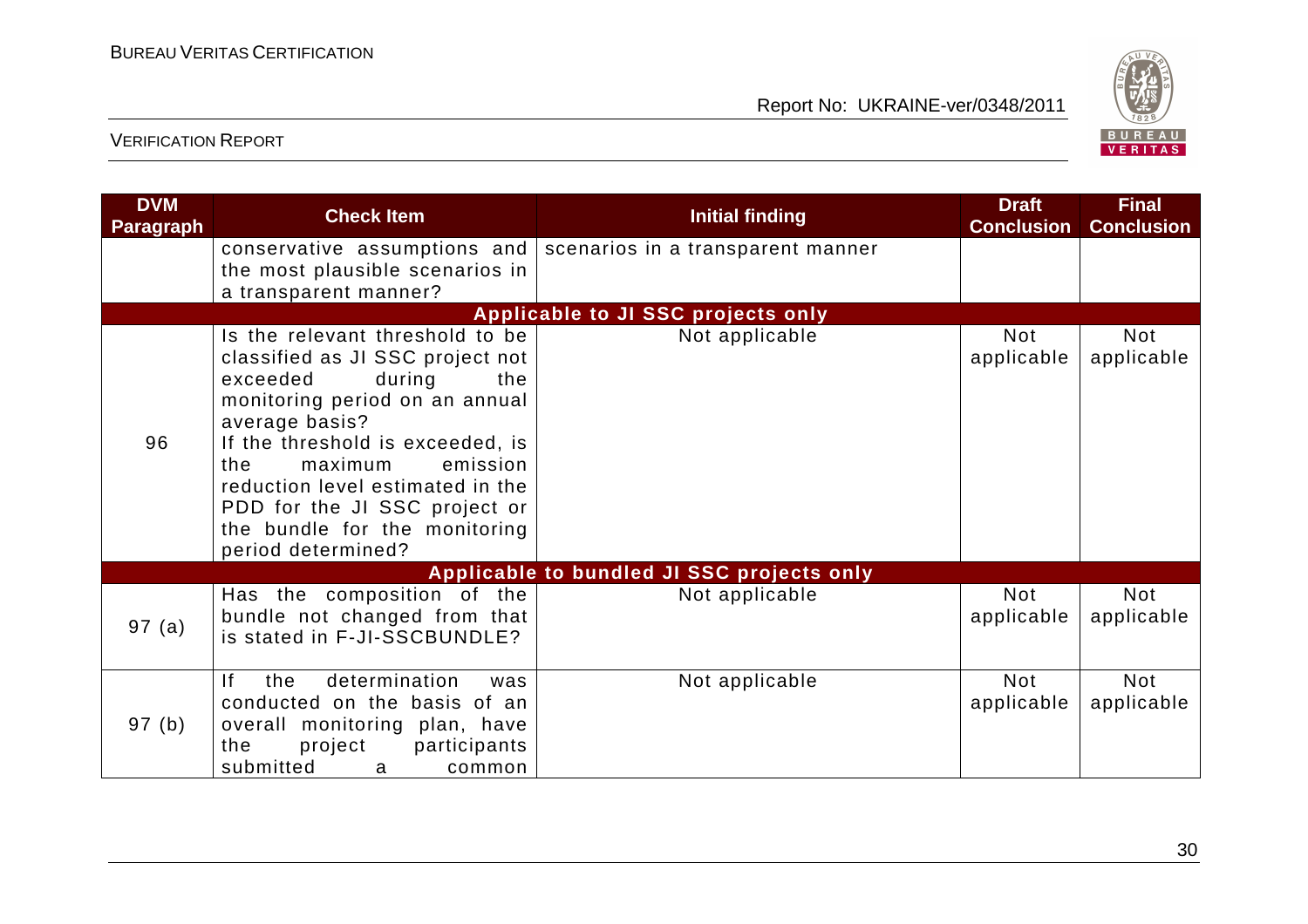| DVM Paragraph | Check Item | Initial finding | Draft Conclusion | Final Conclusion |
|---|---|---|---|---|
| | conservative assumptions and the most plausible scenarios in a transparent manner? | scenarios in a transparent manner | | |
| **Applicable to JI SSC projects only** | | | | |
| 96 | Is the relevant threshold to be classified as JI SSC project not exceeded during the monitoring period on an annual average basis?<br>If the threshold is exceeded, is the maximum emission reduction level estimated in the PDD for the JI SSC project or the bundle for the monitoring period determined? | Not applicable | Not applicable | Not applicable |
| **Applicable to bundled JI SSC projects only** | | | | |
| 97 (a) | Has the composition of the bundle not changed from that is stated in F-JI-SSCBUNDLE? | Not applicable | Not applicable | Not applicable |
| 97 (b) | If the determination was conducted on the basis of an overall monitoring plan, have the project participants submitted a common | Not applicable | Not applicable | Not applicable |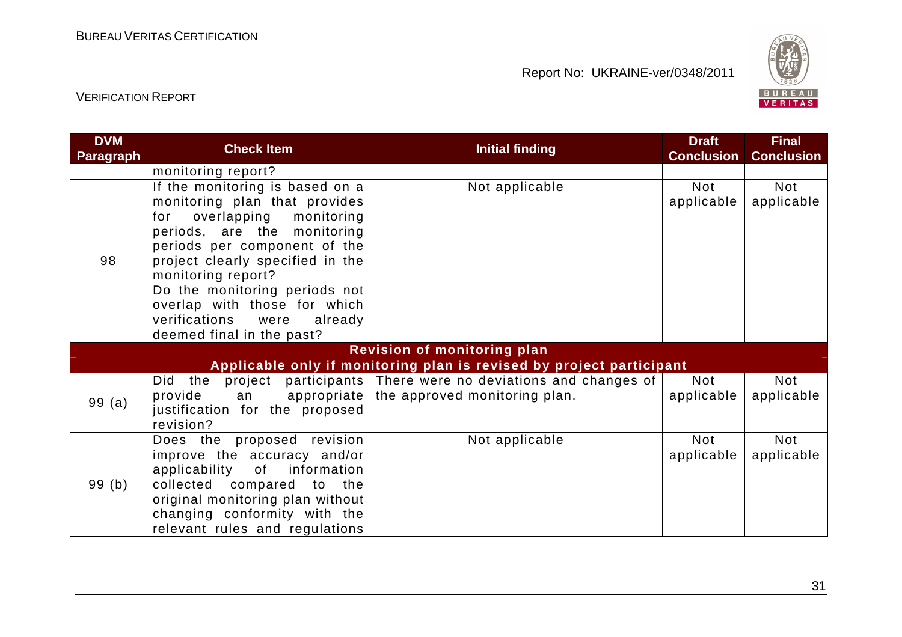| DVM Paragraph | Check Item | Initial finding | Draft Conclusion | Final Conclusion |
|---|---|---|---|---|
| | monitoring report? | | | |
| 98 | If the monitoring is based on a monitoring plan that provides for overlapping monitoring periods, are the monitoring periods per component of the project clearly specified in the monitoring report? Do the monitoring periods not overlap with those for which verifications were already deemed final in the past? | Not applicable | Not applicable | Not applicable |
| **Revision of monitoring plan** | | | | |
| **Applicable only if monitoring plan is revised by project participant** | | | | |
| 99 (a) | Did the project participants provide an appropriate justification for the proposed revision? | There were no deviations and changes of the approved monitoring plan. | Not applicable | Not applicable |
| 99 (b) | Does the proposed revision improve the accuracy and/or applicability of information collected compared to the original monitoring plan without changing conformity with the relevant rules and regulations | Not applicable | Not applicable | Not applicable |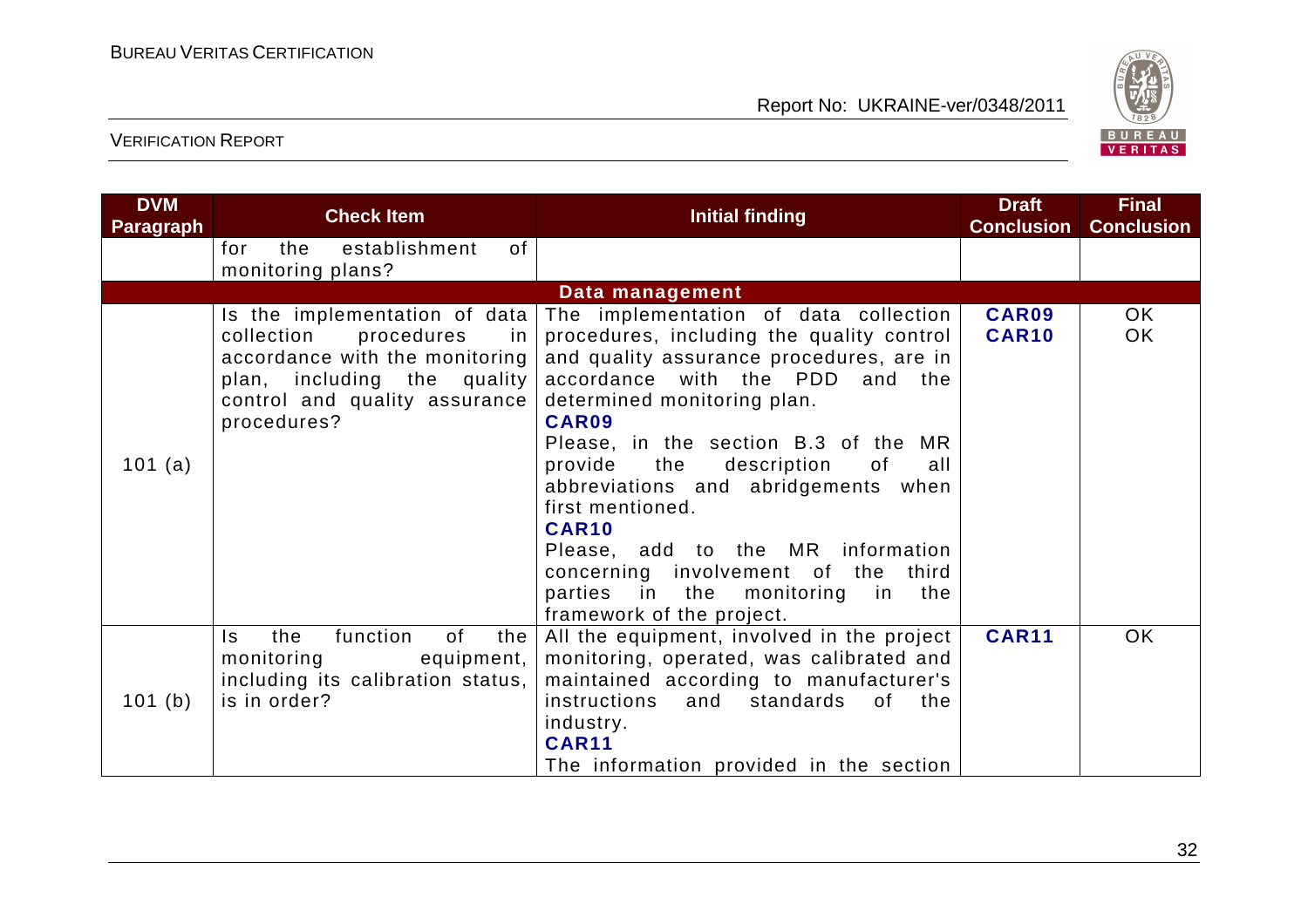| DVM Paragraph | Check Item | Initial finding | Draft Conclusion | Final Conclusion |
|---|---|---|---|---|
| | for the establishment of monitoring plans? | | | |
| **Data management** | | | | |
| 101 (a) | Is the implementation of data collection procedures in accordance with the monitoring plan, including the quality control and quality assurance procedures? | The implementation of data collection procedures, including the quality control and quality assurance procedures, are in accordance with the PDD and the determined monitoring plan.<br>**CAR09**<br>Please, in the section B.3 of the MR provide the description of all abbreviations and abridgements when first mentioned.<br>**CAR10**<br>Please, add to the MR information concerning involvement of the third parties in the monitoring in the framework of the project. | **CAR09**<br>**CAR10** | OK<br>OK |
| 101 (b) | Is the function of the monitoring equipment, including its calibration status, is in order? | All the equipment, involved in the project monitoring, operated, was calibrated and maintained according to manufacturer's instructions and standards of the industry.<br>**CAR11**<br>The information provided in the section | **CAR11** | OK |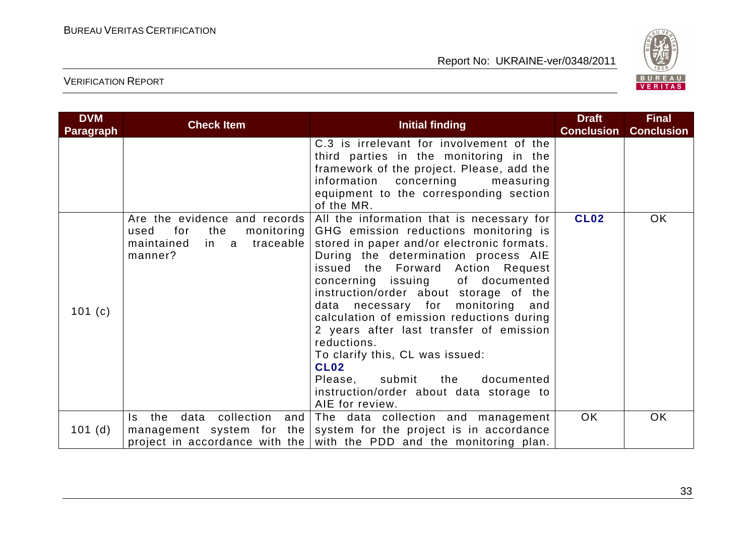| DVM Paragraph | Check Item | Initial finding | Draft Conclusion | Final Conclusion |
|---|---|---|---|---|
| | | C.3 is irrelevant for involvement of the third parties in the monitoring in the framework of the project. Please, add the information concerning measuring equipment to the corresponding section of the MR. | | |
| 101 (c) | Are the evidence and records used for the monitoring maintained in a traceable manner? | All the information that is necessary for GHG emission reductions monitoring is stored in paper and/or electronic formats. During the determination process AIE issued the Forward Action Request concerning issuing of documented instruction/order about storage of the data necessary for monitoring and calculation of emission reductions during 2 years after last transfer of emission reductions.<br>To clarify this, CL was issued:<br>**CL02**<br>Please, submit the documented instruction/order about data storage to AIE for review. | **CL02** | OK |
| 101 (d) | Is the data collection and management system for the project in accordance with the | The data collection and management system for the project is in accordance with the PDD and the monitoring plan. | OK | OK |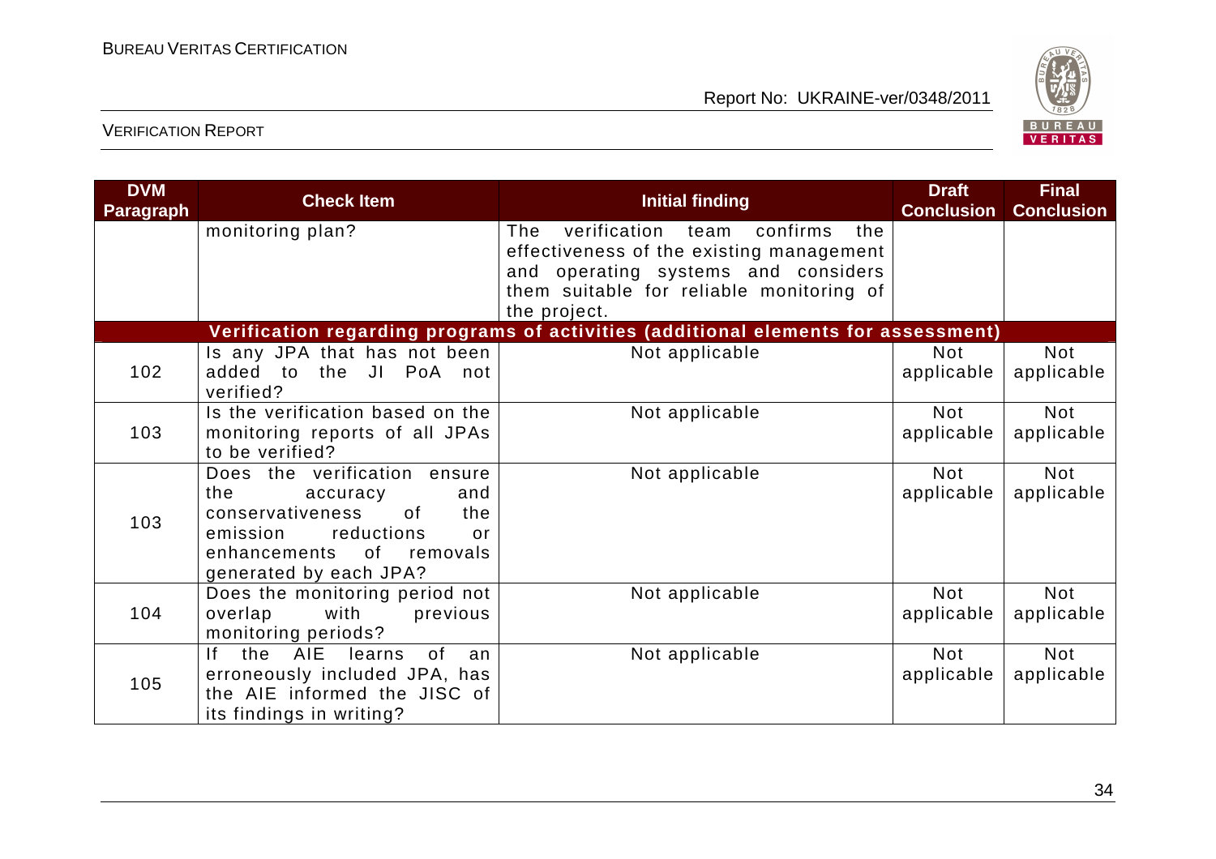| DVM Paragraph | Check Item | Initial finding | Draft Conclusion | Final Conclusion |
|---|---|---|---|---|
| | monitoring plan? | The verification team confirms the effectiveness of the existing management and operating systems and considers them suitable for reliable monitoring of the project. | | |
| **Verification regarding programs of activities (additional elements for assessment)** | | | | |
| 102 | Is any JPA that has not been added to the JI PoA not verified? | Not applicable | Not applicable | Not applicable |
| 103 | Is the verification based on the monitoring reports of all JPAs to be verified? | Not applicable | Not applicable | Not applicable |
| 103 | Does the verification ensure the accuracy and conservativeness of the emission reductions or enhancements of removals generated by each JPA? | Not applicable | Not applicable | Not applicable |
| 104 | Does the monitoring period not overlap with previous monitoring periods? | Not applicable | Not applicable | Not applicable |
| 105 | If the AIE learns of an erroneously included JPA, has the AIE informed the JISC of its findings in writing? | Not applicable | Not applicable | Not applicable |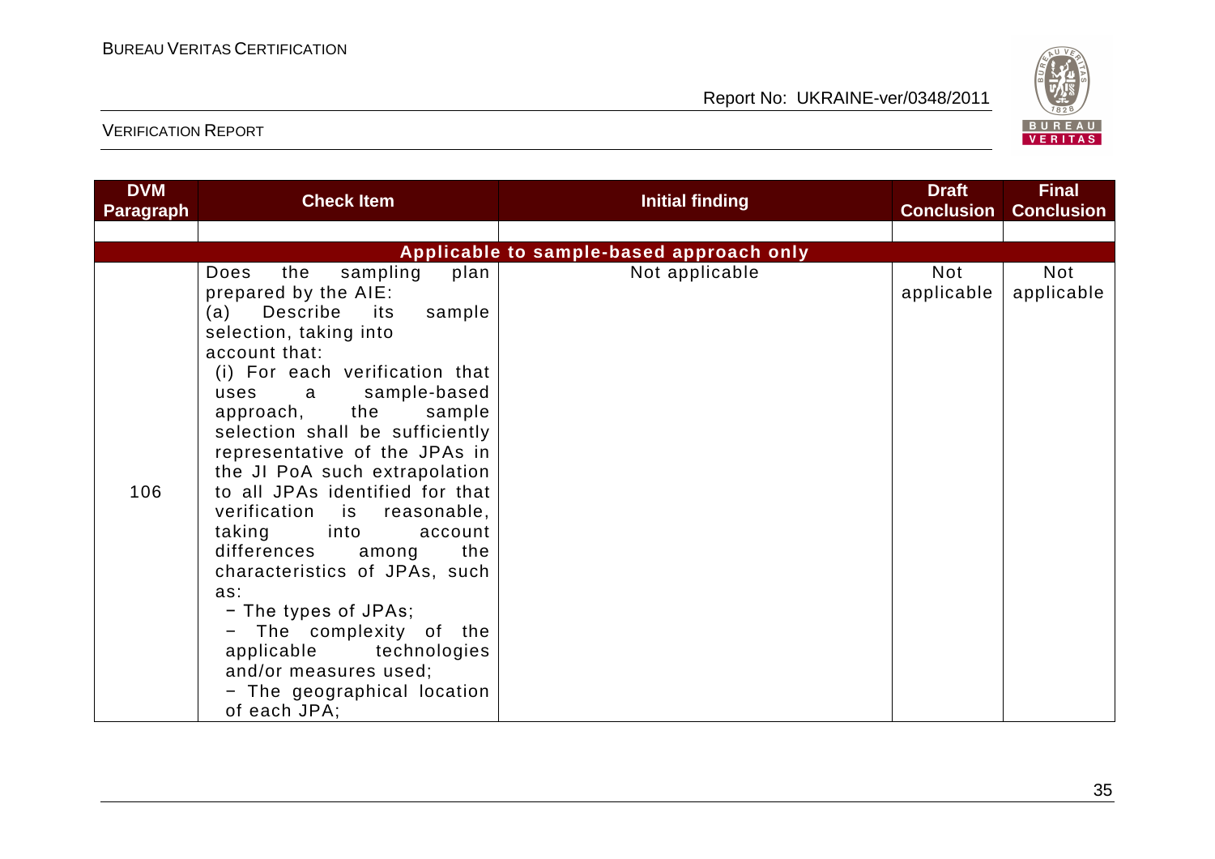| DVM Paragraph | Check Item | Initial finding | Draft Conclusion | Final Conclusion |
|---|---|---|---|---|
| | | | | |
| | **Applicable to sample-based approach only** | | | |
| 106 | Does the sampling plan prepared by the AIE:<br>(a) Describe its sample selection, taking into account that:<br>(i) For each verification that uses a sample-based approach, the sample selection shall be sufficiently representative of the JPAs in the JI PoA such extrapolation to all JPAs identified for that verification is reasonable, taking into account differences among the characteristics of JPAs, such as:<br>− The types of JPAs;<br>− The complexity of the applicable technologies and/or measures used;<br>− The geographical location of each JPA; | Not applicable | Not applicable | Not applicable |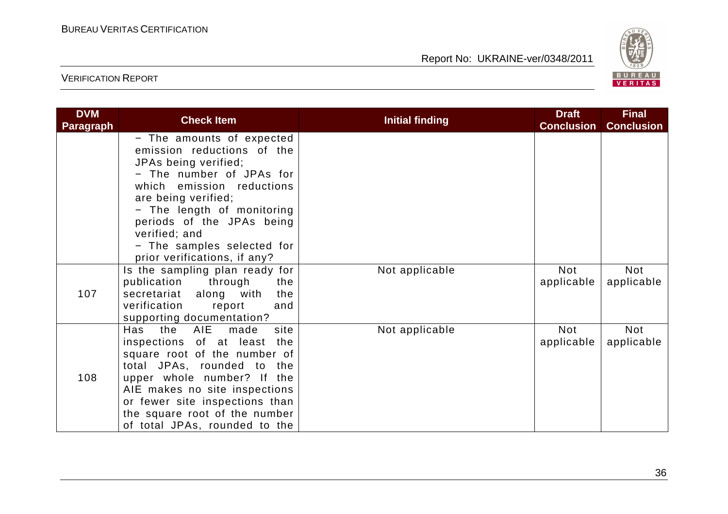| DVM Paragraph | Check Item | Initial finding | Draft Conclusion | Final Conclusion |
|---|---|---|---|---|
| | − The amounts of expected emission reductions of the JPAs being verified;<br>− The number of JPAs for which emission reductions are being verified;<br>− The length of monitoring periods of the JPAs being verified; and<br>− The samples selected for prior verifications, if any? | | | |
| 107 | Is the sampling plan ready for publication through the secretariat along with the verification report and supporting documentation? | Not applicable | Not applicable | Not applicable |
| 108 | Has the AIE made site inspections of at least the square root of the number of total JPAs, rounded to the upper whole number? If the AIE makes no site inspections or fewer site inspections than the square root of the number of total JPAs, rounded to the | Not applicable | Not applicable | Not applicable |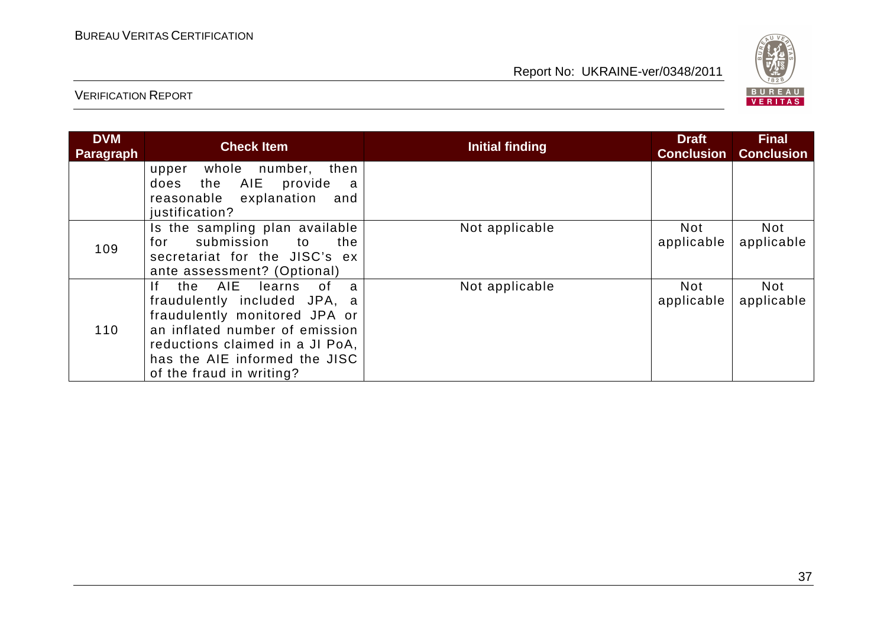| DVM Paragraph | Check Item | Initial finding | Draft Conclusion | Final Conclusion |
|---|---|---|---|---|
| | upper whole number, then does the AIE provide a reasonable explanation and justification? | | | |
| 109 | Is the sampling plan available for submission to the secretariat for the JISC's ex ante assessment? (Optional) | Not applicable | Not applicable | Not applicable |
| 110 | If the AIE learns of a fraudulently included JPA, a fraudulently monitored JPA or an inflated number of emission reductions claimed in a JI PoA, has the AIE informed the JISC of the fraud in writing? | Not applicable | Not applicable | Not applicable |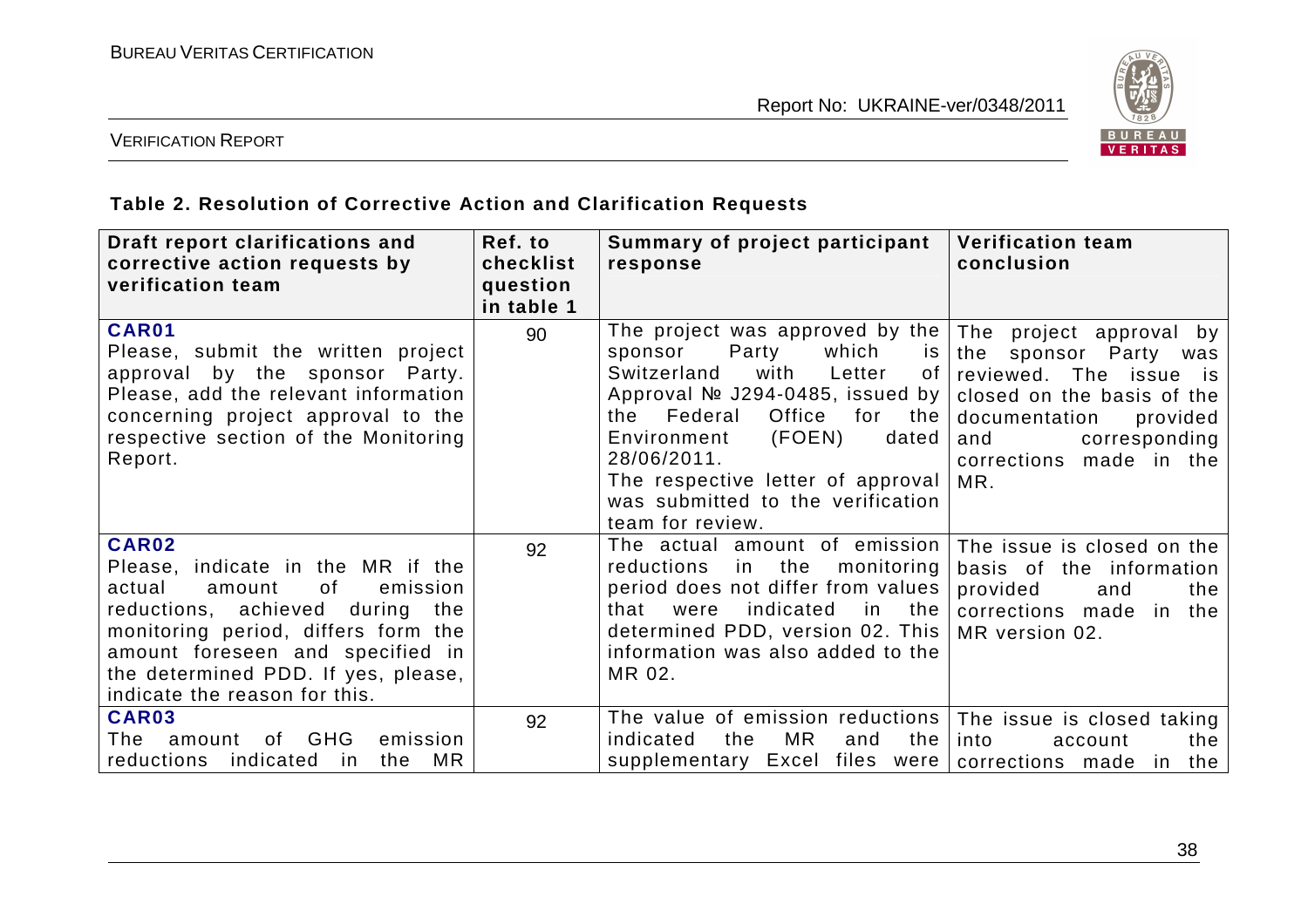### Table 2. Resolution of Corrective Action and Clarification Requests

| Draft report clarifications and corrective action requests by verification team | Ref. to checklist question in table 1 | Summary of project participant response | Verification team conclusion |
|---|---|---|---|
| **CAR01**<br>Please, submit the written project approval by the sponsor Party. Please, add the relevant information concerning project approval to the respective section of the Monitoring Report. | 90 | The project was approved by the sponsor Party which is Switzerland with Letter of Approval № J294-0485, issued by the Federal Office for the Environment (FOEN) dated 28/06/2011.<br>The respective letter of approval was submitted to the verification team for review. | The project approval by the sponsor Party was reviewed. The issue is closed on the basis of the documentation provided and corresponding corrections made in the MR. |
| **CAR02**<br>Please, indicate in the MR if the actual amount of emission reductions, achieved during the monitoring period, differs form the amount foreseen and specified in the determined PDD. If yes, please, indicate the reason for this. | 92 | The actual amount of emission reductions in the monitoring period does not differ from values that were indicated in the determined PDD, version 02. This information was also added to the MR 02. | The issue is closed on the basis of the information provided and the corrections made in the MR version 02. |
| **CAR03**<br>The amount of GHG emission reductions indicated in the MR | 92 | The value of emission reductions indicated the MR and the supplementary Excel files were | The issue is closed taking into account the corrections made in the |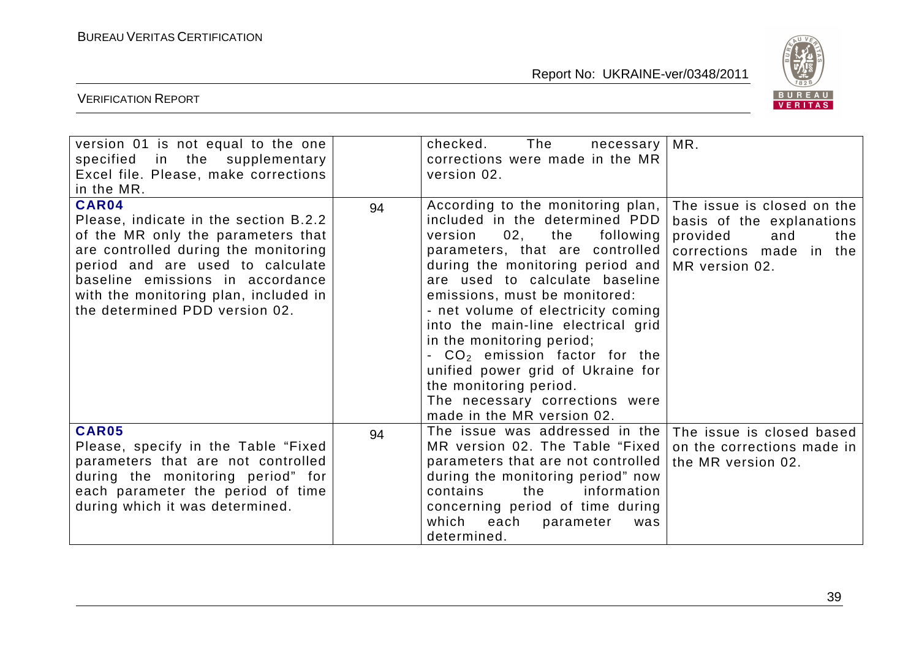| | | | |
|---|---|---|---|
| version 01 is not equal to the one specified in the supplementary Excel file. Please, make corrections in the MR. | | checked. The necessary corrections were made in the MR version 02. | MR. |
| **CAR04** Please, indicate in the section B.2.2 of the MR only the parameters that are controlled during the monitoring period and are used to calculate baseline emissions in accordance with the monitoring plan, included in the determined PDD version 02. | 94 | According to the monitoring plan, included in the determined PDD version 02, the following parameters, that are controlled during the monitoring period and are used to calculate baseline emissions, must be monitored:<br>- net volume of electricity coming into the main-line electrical grid in the monitoring period;<br>- $CO_2$ emission factor for the unified power grid of Ukraine for the monitoring period.<br>The necessary corrections were made in the MR version 02. | The issue is closed on the basis of the explanations provided and the corrections made in the MR version 02. |
| **CAR05** Please, specify in the Table "Fixed parameters that are not controlled during the monitoring period" for each parameter the period of time during which it was determined. | 94 | The issue was addressed in the MR version 02. The Table "Fixed parameters that are not controlled during the monitoring period" now contains the information concerning period of time during which each parameter was determined. | The issue is closed based on the corrections made in the MR version 02. |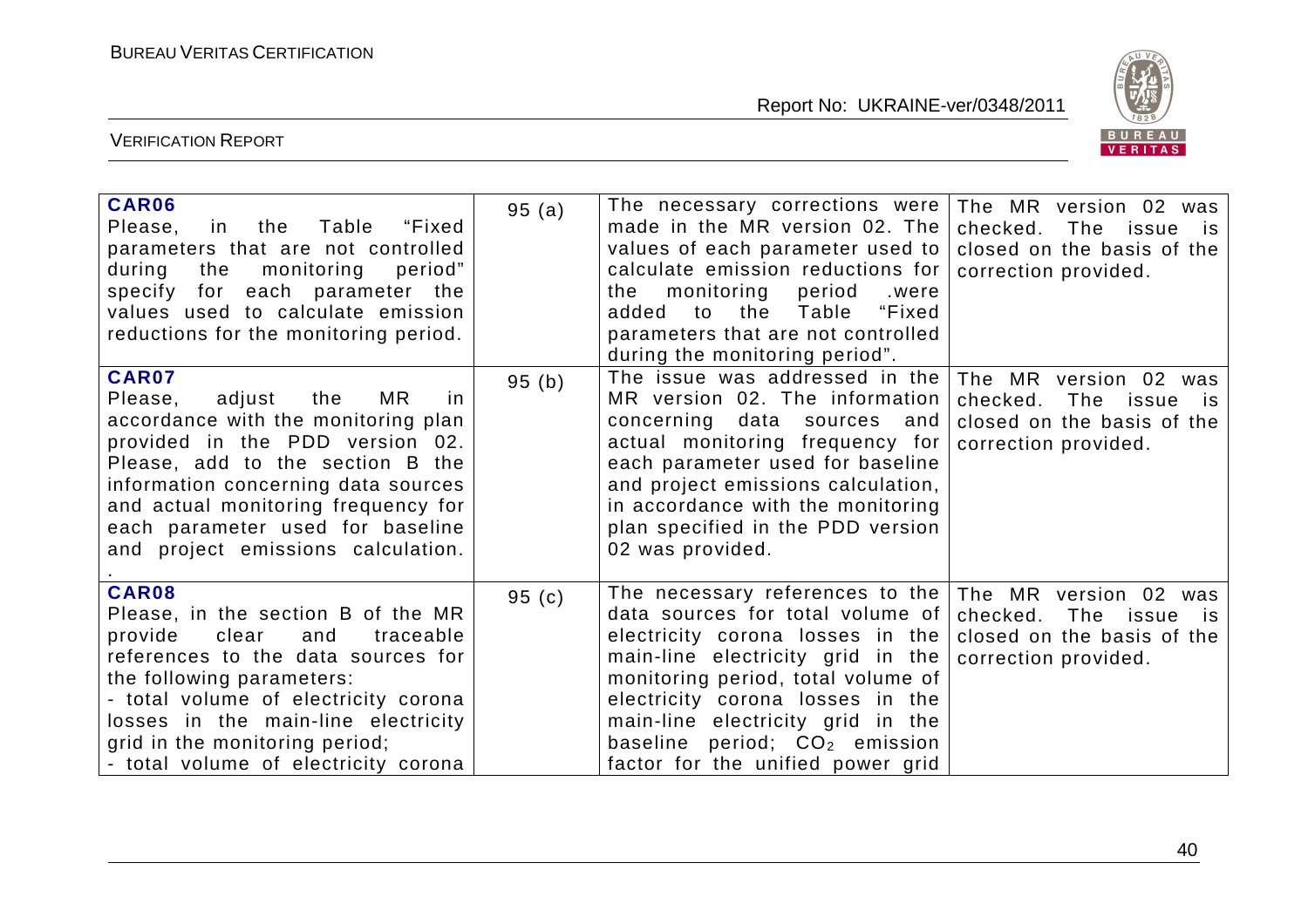| | | | |
|---|---|---|---|
| **CAR06**<br>Please, in the Table "Fixed parameters that are not controlled during the monitoring period" specify for each parameter the values used to calculate emission reductions for the monitoring period. | 95 (a) | The necessary corrections were made in the MR version 02. The values of each parameter used to calculate emission reductions for the monitoring period .were added to the Table "Fixed parameters that are not controlled during the monitoring period". | The MR version 02 was checked. The issue is closed on the basis of the correction provided. |
| **CAR07**<br>Please, adjust the MR in accordance with the monitoring plan provided in the PDD version 02. Please, add to the section B the information concerning data sources and actual monitoring frequency for each parameter used for baseline and project emissions calculation.<br>. | 95 (b) | The issue was addressed in the MR version 02. The information concerning data sources and actual monitoring frequency for each parameter used for baseline and project emissions calculation, in accordance with the monitoring plan specified in the PDD version 02 was provided. | The MR version 02 was checked. The issue is closed on the basis of the correction provided. |
| **CAR08**<br>Please, in the section B of the MR provide clear and traceable references to the data sources for the following parameters:<br>- total volume of electricity corona losses in the main-line electricity grid in the monitoring period;<br>- total volume of electricity corona | 95 (c) | The necessary references to the data sources for total volume of electricity corona losses in the main-line electricity grid in the monitoring period, total volume of electricity corona losses in the main-line electricity grid in the baseline period; $CO_2$ emission factor for the unified power grid | The MR version 02 was checked. The issue is closed on the basis of the correction provided. |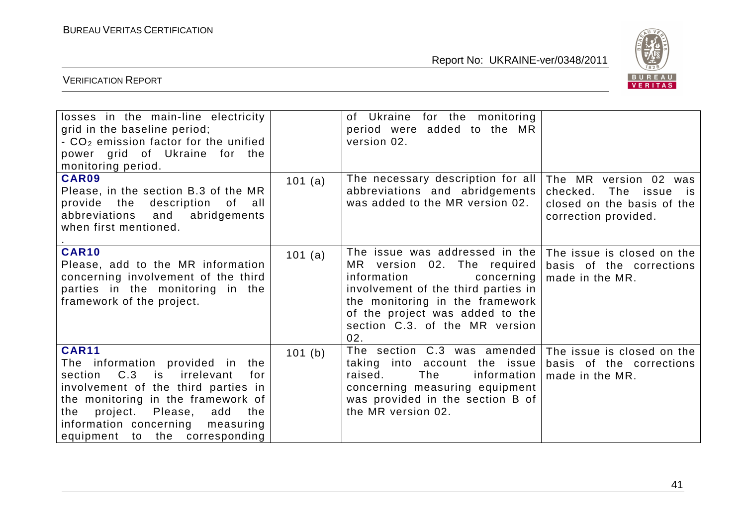| | | | |
|---|---|---|---|
| losses in the main-line electricity grid in the baseline period;<br>- $CO_2$ emission factor for the unified power grid of Ukraine for the monitoring period. | | of Ukraine for the monitoring period were added to the MR version 02. | |
| **CAR09**<br>Please, in the section B.3 of the MR provide the description of all abbreviations and abridgements when first mentioned.<br>. | 101 (a) | The necessary description for all abbreviations and abridgements was added to the MR version 02. | The MR version 02 was checked. The issue is closed on the basis of the correction provided. |
| **CAR10**<br>Please, add to the MR information concerning involvement of the third parties in the monitoring in the framework of the project. | 101 (a) | The issue was addressed in the MR version 02. The required information concerning involvement of the third parties in the monitoring in the framework of the project was added to the section C.3. of the MR version 02. | The issue is closed on the basis of the corrections made in the MR. |
| **CAR11**<br>The information provided in the section C.3 is irrelevant for involvement of the third parties in the monitoring in the framework of the project. Please, add the information concerning measuring equipment to the corresponding | 101 (b) | The section C.3 was amended taking into account the issue raised. The information concerning measuring equipment was provided in the section B of the MR version 02. | The issue is closed on the basis of the corrections made in the MR. |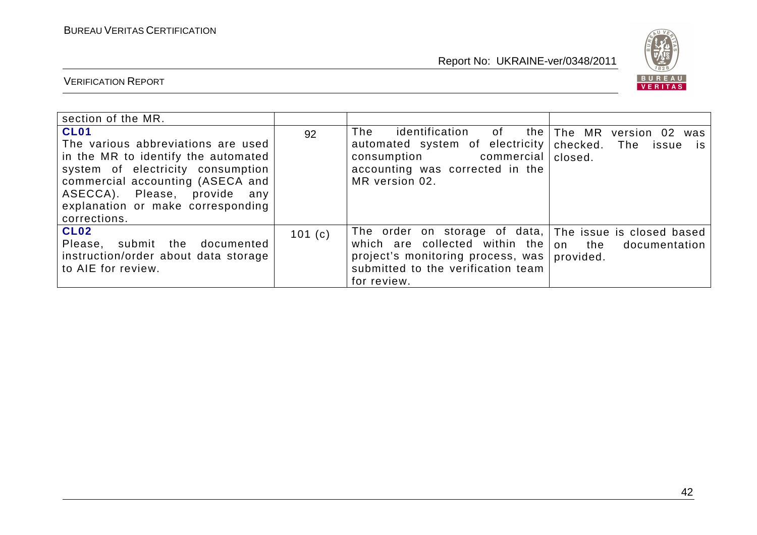| | | | |
|---|---|---|---|
| section of the MR. | | | |
| **CL01** The various abbreviations are used in the MR to identify the automated system of electricity consumption commercial accounting (ASECA and ASECCA). Please, provide any explanation or make corresponding corrections. | 92 | The identification of the automated system of electricity consumption commercial accounting was corrected in the MR version 02. | The MR version 02 was checked. The issue is closed. |
| **CL02** Please, submit the documented instruction/order about data storage to AIE for review. | 101 (c) | The order on storage of data, which are collected within the project's monitoring process, was submitted to the verification team for review. | The issue is closed based on the documentation provided. |